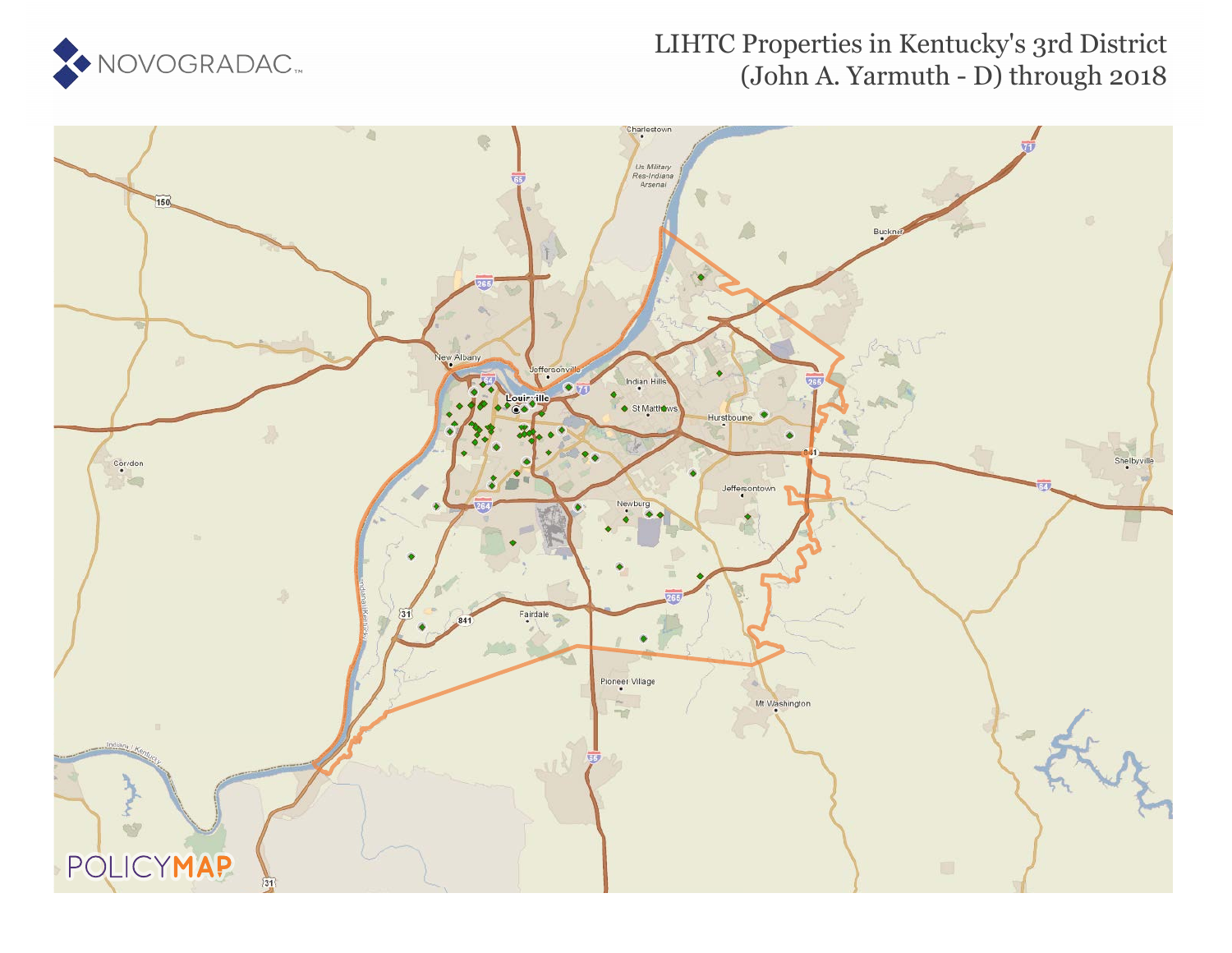NOVOGRADAC

# LIHTC Properties in Kentucky's 3rd District (John A. Yarmuth - D) through 2018

Charlestown
Us Military Res-Indiana Arsenal
Buckner
150
65
71
265
New Albany
Jeffersonville
64
71
Indian Hills
Louisville
St Matthews
Hurstbourne
265
Corydon
841
Shelbyville
64
Jeffersontown
264
Newburg
265
31
841
Fairdale
Pioneer Village
Mt Washington
Indiana / Kentucky
65
31

POLICYMAP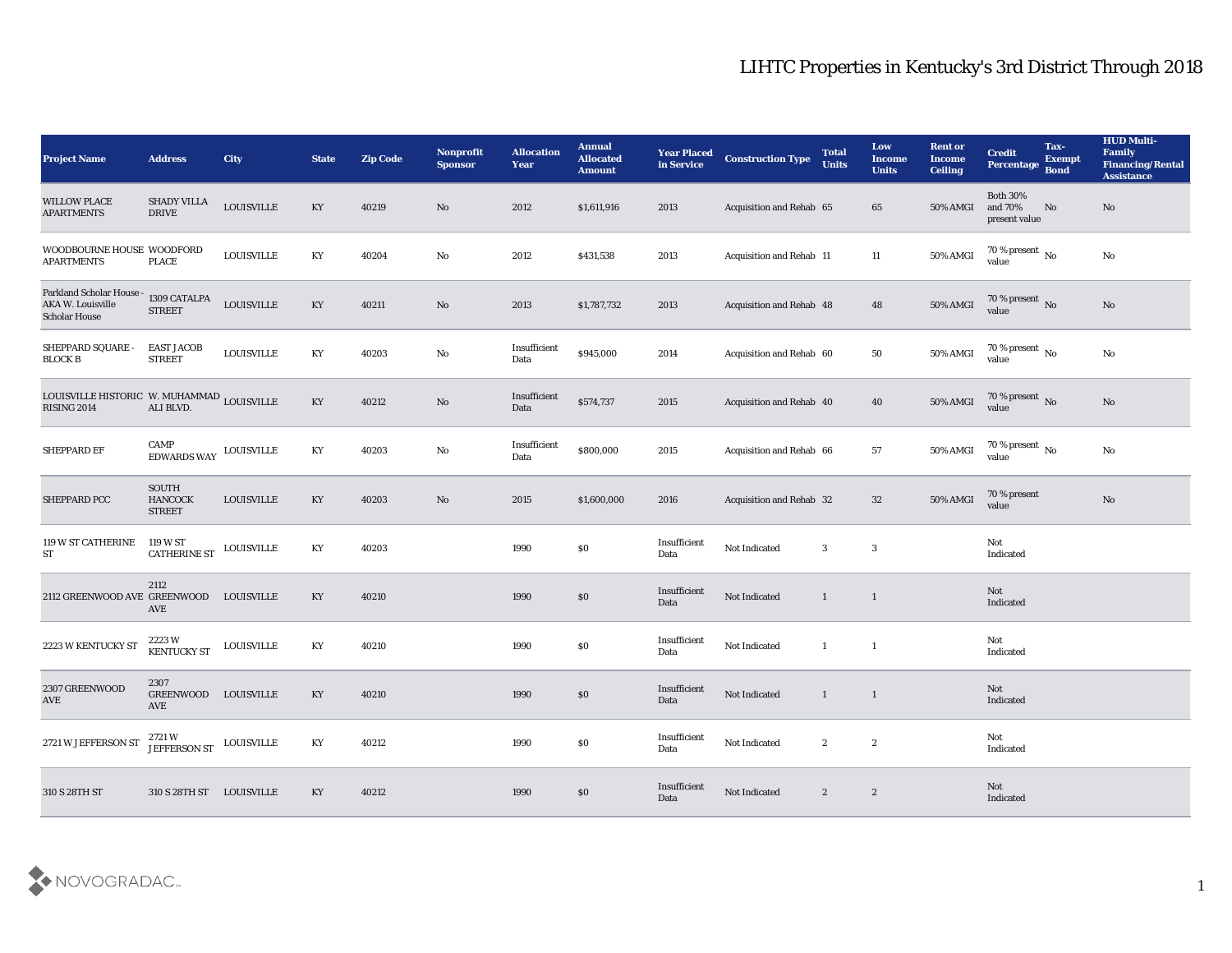# LIHTC Properties in Kentucky's 3rd District Through 2018

| Project Name | Address | City | State | Zip Code | Nonprofit Sponsor | Allocation Year | Annual Allocated Amount | Year Placed in Service | Construction Type | Total Units | Low Income Units | Rent or Income Ceiling | Credit Percentage | Tax-Exempt Bond | HUD Multi-Family Financing/Rental Assistance |
|---|---|---|---|---|---|---|---|---|---|---|---|---|---|---|---|
| WILLOW PLACE APARTMENTS | SHADY VILLA DRIVE | LOUISVILLE | KY | 40219 | No | 2012 | $1,611,916 | 2013 | Acquisition and Rehab | 65 | 65 | 50% AMGI | Both 30% and 70% present value | No | No |
| WOODBOURNE HOUSE APARTMENTS | WOODFORD PLACE | LOUISVILLE | KY | 40204 | No | 2012 | $431,538 | 2013 | Acquisition and Rehab | 11 | 11 | 50% AMGI | 70 % present value | No | No |
| Parkland Scholar House - AKA W. Louisville Scholar House | 1309 CATALPA STREET | LOUISVILLE | KY | 40211 | No | 2013 | $1,787,732 | 2013 | Acquisition and Rehab | 48 | 48 | 50% AMGI | 70 % present value | No | No |
| SHEPPARD SQUARE - BLOCK B | EAST JACOB STREET | LOUISVILLE | KY | 40203 | No | Insufficient Data | $945,000 | 2014 | Acquisition and Rehab | 60 | 50 | 50% AMGI | 70 % present value | No | No |
| LOUISVILLE HISTORIC RISING 2014 | W. MUHAMMAD ALI BLVD. | LOUISVILLE | KY | 40212 | No | Insufficient Data | $574,737 | 2015 | Acquisition and Rehab | 40 | 40 | 50% AMGI | 70 % present value | No | No |
| SHEPPARD EF | CAMP EDWARDS WAY | LOUISVILLE | KY | 40203 | No | Insufficient Data | $800,000 | 2015 | Acquisition and Rehab | 66 | 57 | 50% AMGI | 70 % present value | No | No |
| SHEPPARD PCC | SOUTH HANCOCK STREET | LOUISVILLE | KY | 40203 | No | 2015 | $1,600,000 | 2016 | Acquisition and Rehab | 32 | 32 | 50% AMGI | 70 % present value | | No |
| 119 W ST CATHERINE ST | 119 W ST CATHERINE ST | LOUISVILLE | KY | 40203 | | 1990 | $0 | Insufficient Data | Not Indicated | 3 | 3 | | Not Indicated | | |
| 2112 GREENWOOD AVE | 2112 GREENWOOD AVE | LOUISVILLE | KY | 40210 | | 1990 | $0 | Insufficient Data | Not Indicated | 1 | 1 | | Not Indicated | | |
| 2223 W KENTUCKY ST | 2223 W KENTUCKY ST | LOUISVILLE | KY | 40210 | | 1990 | $0 | Insufficient Data | Not Indicated | 1 | 1 | | Not Indicated | | |
| 2307 GREENWOOD AVE | 2307 GREENWOOD AVE | LOUISVILLE | KY | 40210 | | 1990 | $0 | Insufficient Data | Not Indicated | 1 | 1 | | Not Indicated | | |
| 2721 W JEFFERSON ST | 2721 W JEFFERSON ST | LOUISVILLE | KY | 40212 | | 1990 | $0 | Insufficient Data | Not Indicated | 2 | 2 | | Not Indicated | | |
| 310 S 28TH ST | 310 S 28TH ST | LOUISVILLE | KY | 40212 | | 1990 | $0 | Insufficient Data | Not Indicated | 2 | 2 | | Not Indicated | | |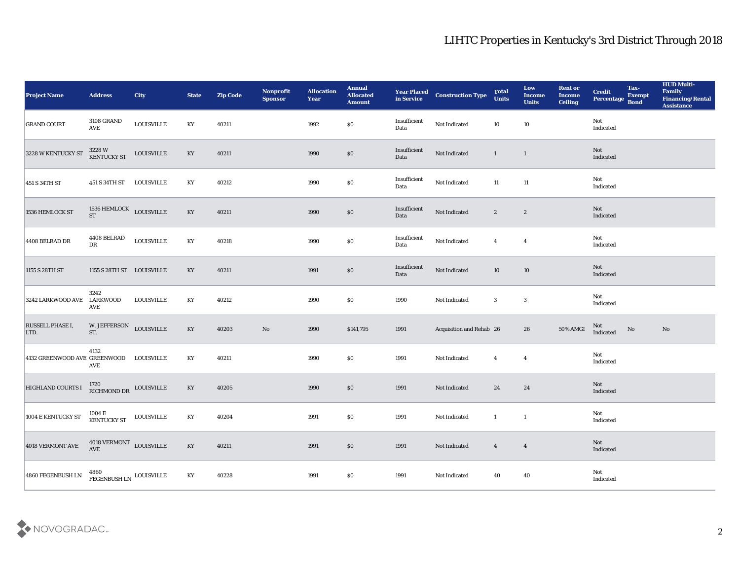# LIHTC Properties in Kentucky's 3rd District Through 2018

| Project Name | Address | City | State | Zip Code | Nonprofit Sponsor | Allocation Year | Annual Allocated Amount | Year Placed in Service | Construction Type | Total Units | Low Income Units | Rent or Income Ceiling | Credit Percentage | Tax-Exempt Bond | HUD Multi-Family Financing/Rental Assistance |
|---|---|---|---|---|---|---|---|---|---|---|---|---|---|---|---|
| GRAND COURT | 3108 GRAND AVE | LOUISVILLE | KY | 40211 | | 1992 | $0 | Insufficient Data | Not Indicated | 10 | 10 | | Not Indicated | | |
| 3228 W KENTUCKY ST | 3228 W KENTUCKY ST | LOUISVILLE | KY | 40211 | | 1990 | $0 | Insufficient Data | Not Indicated | 1 | 1 | | Not Indicated | | |
| 451 S 34TH ST | 451 S 34TH ST | LOUISVILLE | KY | 40212 | | 1990 | $0 | Insufficient Data | Not Indicated | 11 | 11 | | Not Indicated | | |
| 1536 HEMLOCK ST | 1536 HEMLOCK ST | LOUISVILLE | KY | 40211 | | 1990 | $0 | Insufficient Data | Not Indicated | 2 | 2 | | Not Indicated | | |
| 4408 BELRAD DR | 4408 BELRAD DR | LOUISVILLE | KY | 40218 | | 1990 | $0 | Insufficient Data | Not Indicated | 4 | 4 | | Not Indicated | | |
| 1155 S 28TH ST | 1155 S 28TH ST | LOUISVILLE | KY | 40211 | | 1991 | $0 | Insufficient Data | Not Indicated | 10 | 10 | | Not Indicated | | |
| 3242 LARKWOOD AVE | 3242 LARKWOOD AVE | LOUISVILLE | KY | 40212 | | 1990 | $0 | 1990 | Not Indicated | 3 | 3 | | Not Indicated | | |
| RUSSELL PHASE I, LTD. | W. JEFFERSON ST. | LOUISVILLE | KY | 40203 | No | 1990 | $141,795 | 1991 | Acquisition and Rehab | 26 | 26 | 50% AMGI | Not Indicated | No | No |
| 4132 GREENWOOD AVE | 4132 GREENWOOD AVE | LOUISVILLE | KY | 40211 | | 1990 | $0 | 1991 | Not Indicated | 4 | 4 | | Not Indicated | | |
| HIGHLAND COURTS I | 1720 RICHMOND DR | LOUISVILLE | KY | 40205 | | 1990 | $0 | 1991 | Not Indicated | 24 | 24 | | Not Indicated | | |
| 1004 E KENTUCKY ST | 1004 E KENTUCKY ST | LOUISVILLE | KY | 40204 | | 1991 | $0 | 1991 | Not Indicated | 1 | 1 | | Not Indicated | | |
| 4018 VERMONT AVE | 4018 VERMONT AVE | LOUISVILLE | KY | 40211 | | 1991 | $0 | 1991 | Not Indicated | 4 | 4 | | Not Indicated | | |
| 4860 FEGENBUSH LN | 4860 FEGENBUSH LN | LOUISVILLE | KY | 40228 | | 1991 | $0 | 1991 | Not Indicated | 40 | 40 | | Not Indicated | | |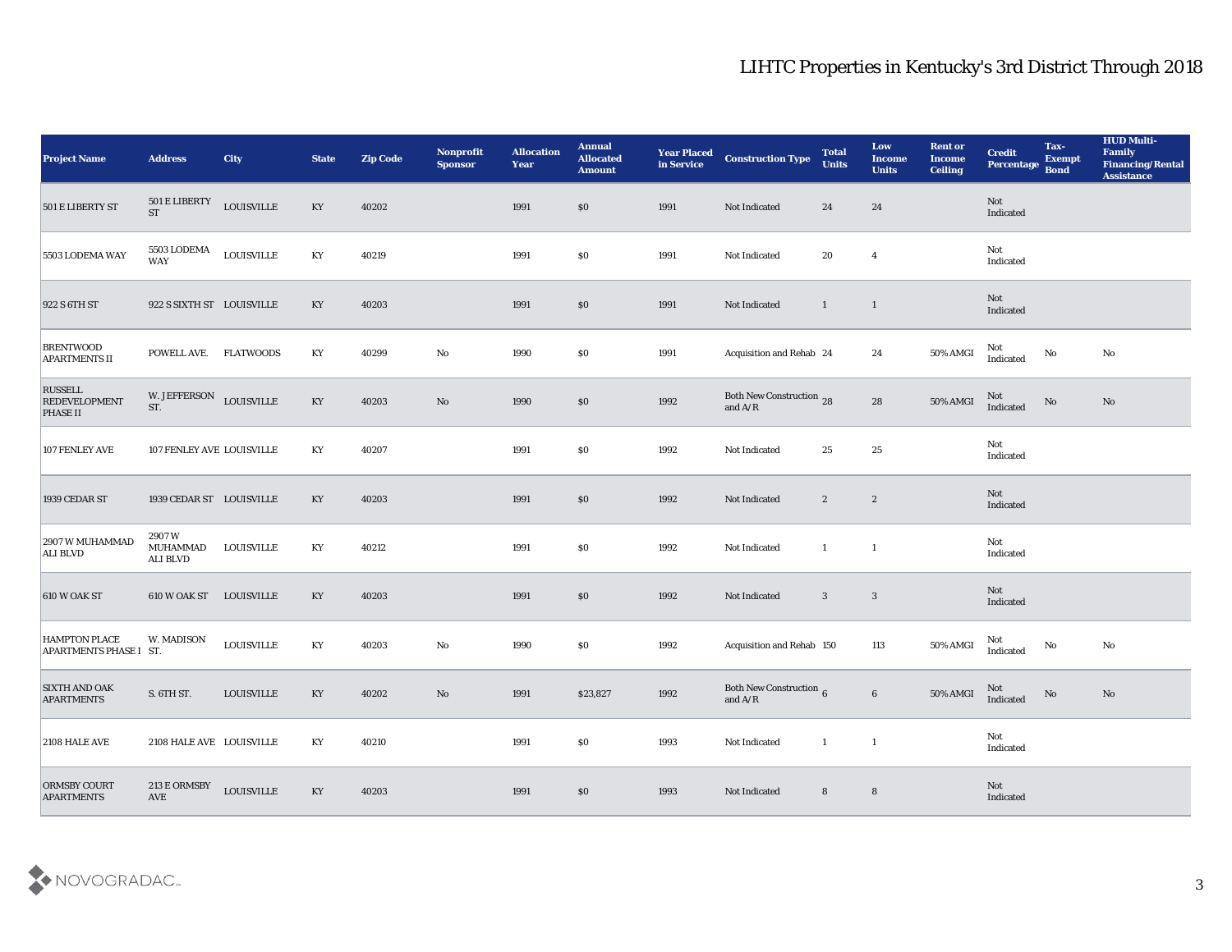# LIHTC Properties in Kentucky's 3rd District Through 2018

| Project Name | Address | City | State | Zip Code | Nonprofit Sponsor | Allocation Year | Annual Allocated Amount | Year Placed in Service | Construction Type | Total Units | Low Income Units | Rent or Income Ceiling | Credit Percentage | Tax-Exempt Bond | HUD Multi-Family Financing/Rental Assistance |
|---|---|---|---|---|---|---|---|---|---|---|---|---|---|---|---|
| 501 E LIBERTY ST | 501 E LIBERTY ST | LOUISVILLE | KY | 40202 | | 1991 | $0 | 1991 | Not Indicated | 24 | 24 | | Not Indicated | | |
| 5503 LODEMA WAY | 5503 LODEMA WAY | LOUISVILLE | KY | 40219 | | 1991 | $0 | 1991 | Not Indicated | 20 | 4 | | Not Indicated | | |
| 922 S 6TH ST | 922 S SIXTH ST | LOUISVILLE | KY | 40203 | | 1991 | $0 | 1991 | Not Indicated | 1 | 1 | | Not Indicated | | |
| BRENTWOOD APARTMENTS II | POWELL AVE. | FLATWOODS | KY | 40299 | No | 1990 | $0 | 1991 | Acquisition and Rehab | 24 | 24 | 50% AMGI | Not Indicated | No | No |
| RUSSELL REDEVELOPMENT PHASE II | W. JEFFERSON ST. | LOUISVILLE | KY | 40203 | No | 1990 | $0 | 1992 | Both New Construction and A/R | 28 | 28 | 50% AMGI | Not Indicated | No | No |
| 107 FENLEY AVE | 107 FENLEY AVE | LOUISVILLE | KY | 40207 | | 1991 | $0 | 1992 | Not Indicated | 25 | 25 | | Not Indicated | | |
| 1939 CEDAR ST | 1939 CEDAR ST | LOUISVILLE | KY | 40203 | | 1991 | $0 | 1992 | Not Indicated | 2 | 2 | | Not Indicated | | |
| 2907 W MUHAMMAD ALI BLVD | 2907 W MUHAMMAD ALI BLVD | LOUISVILLE | KY | 40212 | | 1991 | $0 | 1992 | Not Indicated | 1 | 1 | | Not Indicated | | |
| 610 W OAK ST | 610 W OAK ST | LOUISVILLE | KY | 40203 | | 1991 | $0 | 1992 | Not Indicated | 3 | 3 | | Not Indicated | | |
| HAMPTON PLACE APARTMENTS PHASE I | W. MADISON ST. | LOUISVILLE | KY | 40203 | No | 1990 | $0 | 1992 | Acquisition and Rehab | 150 | 113 | 50% AMGI | Not Indicated | No | No |
| SIXTH AND OAK APARTMENTS | S. 6TH ST. | LOUISVILLE | KY | 40202 | No | 1991 | $23,827 | 1992 | Both New Construction and A/R | 6 | 6 | 50% AMGI | Not Indicated | No | No |
| 2108 HALE AVE | 2108 HALE AVE | LOUISVILLE | KY | 40210 | | 1991 | $0 | 1993 | Not Indicated | 1 | 1 | | Not Indicated | | |
| ORMSBY COURT APARTMENTS | 213 E ORMSBY AVE | LOUISVILLE | KY | 40203 | | 1991 | $0 | 1993 | Not Indicated | 8 | 8 | | Not Indicated | | |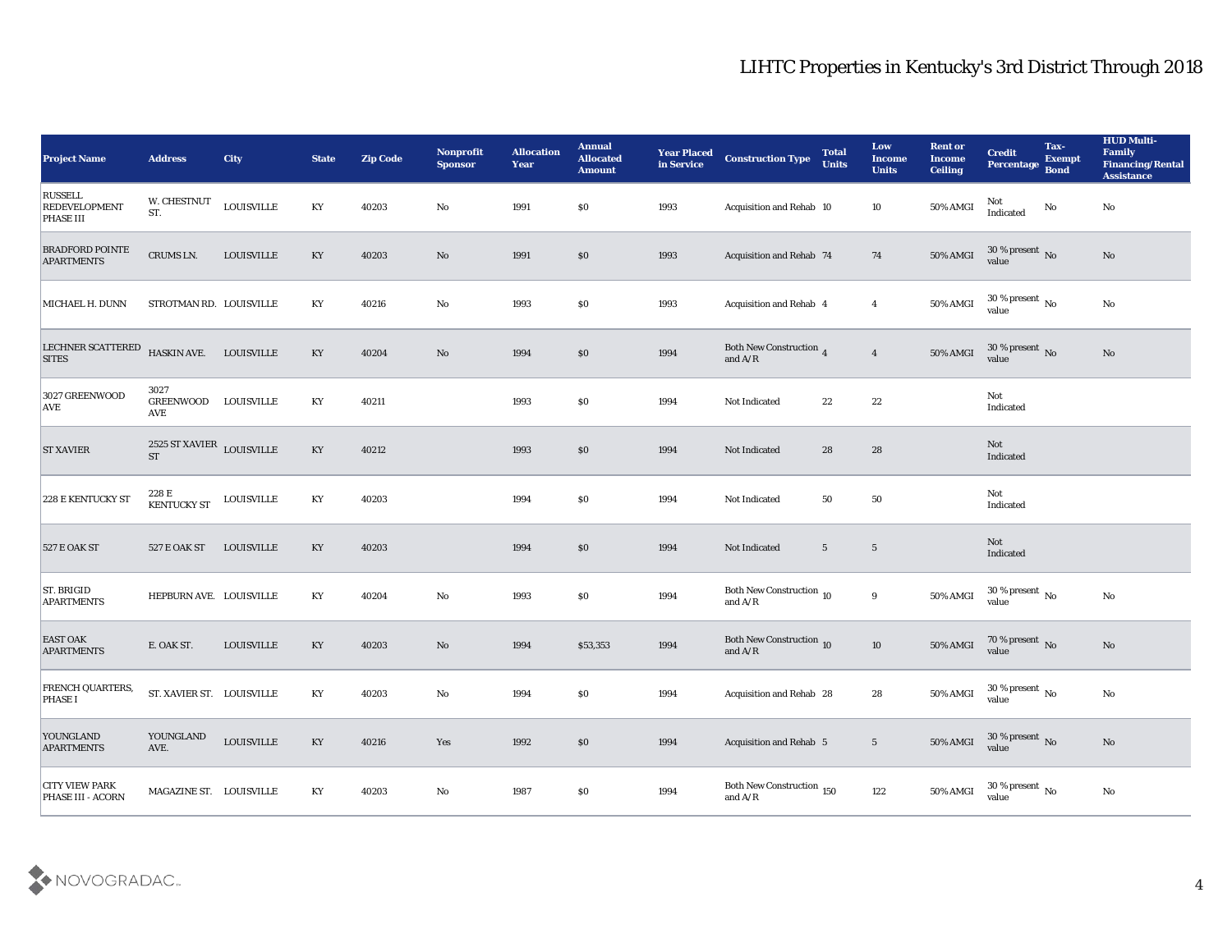# LIHTC Properties in Kentucky's 3rd District Through 2018

| Project Name | Address | City | State | Zip Code | Nonprofit Sponsor | Allocation Year | Annual Allocated Amount | Year Placed in Service | Construction Type | Total Units | Low Income Units | Rent or Income Ceiling | Credit Percentage | Tax-Exempt Bond | HUD Multi-Family Financing/Rental Assistance |
|---|---|---|---|---|---|---|---|---|---|---|---|---|---|---|---|
| RUSSELL REDEVELOPMENT PHASE III | W. CHESTNUT ST. | LOUISVILLE | KY | 40203 | No | 1991 | $0 | 1993 | Acquisition and Rehab | 10 | 10 | 50% AMGI | Not Indicated | No | No |
| BRADFORD POINTE APARTMENTS | CRUMS LN. | LOUISVILLE | KY | 40203 | No | 1991 | $0 | 1993 | Acquisition and Rehab | 74 | 74 | 50% AMGI | 30 % present value | No | No |
| MICHAEL H. DUNN | STROTMAN RD. | LOUISVILLE | KY | 40216 | No | 1993 | $0 | 1993 | Acquisition and Rehab | 4 | 4 | 50% AMGI | 30 % present value | No | No |
| LECHNER SCATTERED SITES | HASKIN AVE. | LOUISVILLE | KY | 40204 | No | 1994 | $0 | 1994 | Both New Construction and A/R | 4 | 4 | 50% AMGI | 30 % present value | No | No |
| 3027 GREENWOOD AVE | 3027 GREENWOOD AVE | LOUISVILLE | KY | 40211 | | 1993 | $0 | 1994 | Not Indicated | 22 | 22 | | Not Indicated | | |
| ST XAVIER | 2525 ST XAVIER ST | LOUISVILLE | KY | 40212 | | 1993 | $0 | 1994 | Not Indicated | 28 | 28 | | Not Indicated | | |
| 228 E KENTUCKY ST | 228 E KENTUCKY ST | LOUISVILLE | KY | 40203 | | 1994 | $0 | 1994 | Not Indicated | 50 | 50 | | Not Indicated | | |
| 527 E OAK ST | 527 E OAK ST | LOUISVILLE | KY | 40203 | | 1994 | $0 | 1994 | Not Indicated | 5 | 5 | | Not Indicated | | |
| ST. BRIGID APARTMENTS | HEPBURN AVE. | LOUISVILLE | KY | 40204 | No | 1993 | $0 | 1994 | Both New Construction and A/R | 10 | 9 | 50% AMGI | 30 % present value | No | No |
| EAST OAK APARTMENTS | E. OAK ST. | LOUISVILLE | KY | 40203 | No | 1994 | $53,353 | 1994 | Both New Construction and A/R | 10 | 10 | 50% AMGI | 70 % present value | No | No |
| FRENCH QUARTERS, PHASE I | ST. XAVIER ST. | LOUISVILLE | KY | 40203 | No | 1994 | $0 | 1994 | Acquisition and Rehab | 28 | 28 | 50% AMGI | 30 % present value | No | No |
| YOUNGLAND APARTMENTS | YOUNGLAND AVE. | LOUISVILLE | KY | 40216 | Yes | 1992 | $0 | 1994 | Acquisition and Rehab | 5 | 5 | 50% AMGI | 30 % present value | No | No |
| CITY VIEW PARK PHASE III - ACORN | MAGAZINE ST. | LOUISVILLE | KY | 40203 | No | 1987 | $0 | 1994 | Both New Construction and A/R | 150 | 122 | 50% AMGI | 30 % present value | No | No |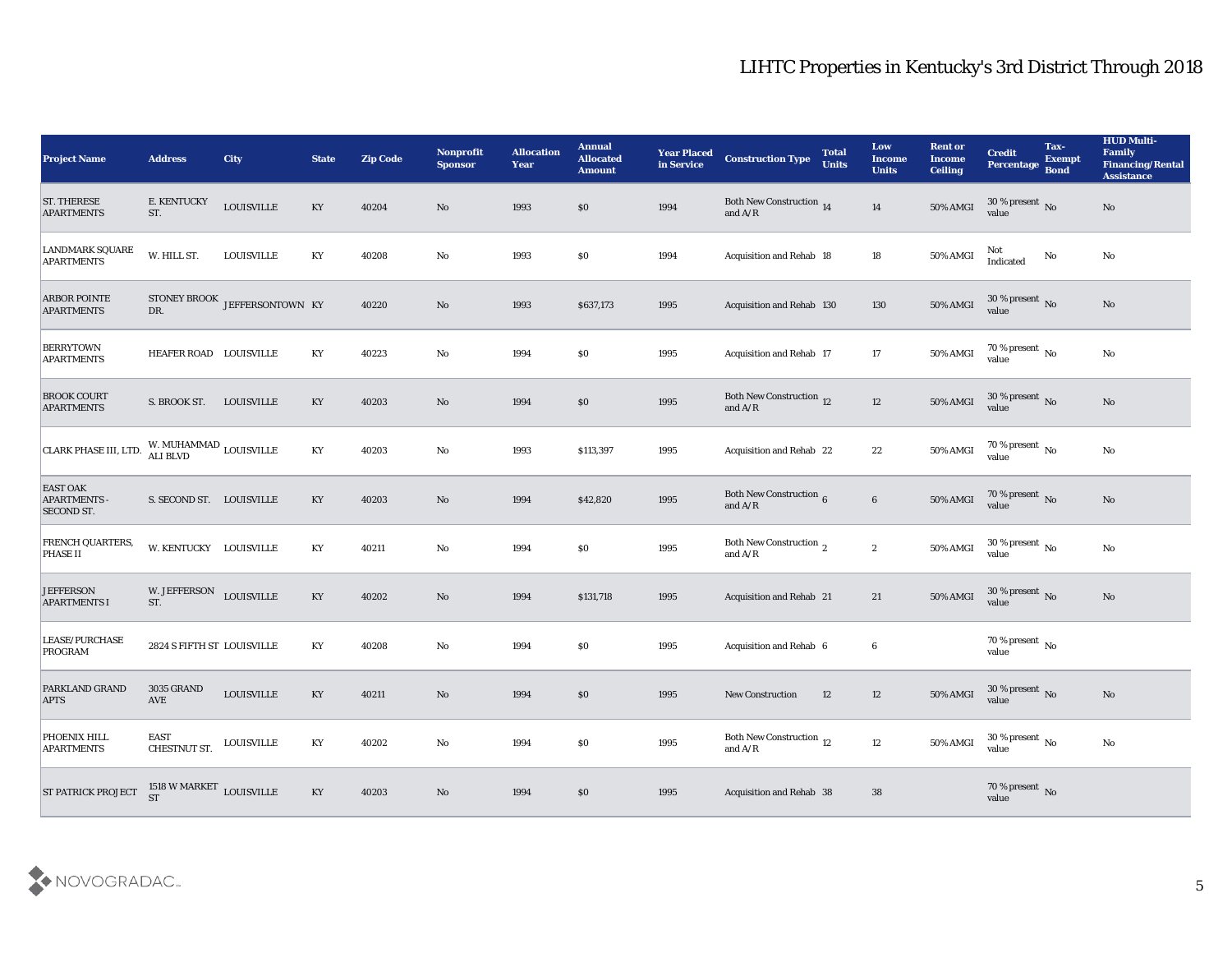# LIHTC Properties in Kentucky's 3rd District Through 2018

| Project Name | Address | City | State | Zip Code | Nonprofit Sponsor | Allocation Year | Annual Allocated Amount | Year Placed in Service | Construction Type | Total Units | Low Income Units | Rent or Income Ceiling | Credit Percentage | Tax-Exempt Bond | HUD Multi-Family Financing/Rental Assistance |
|---|---|---|---|---|---|---|---|---|---|---|---|---|---|---|---|
| ST. THERESE APARTMENTS | E. KENTUCKY ST. | LOUISVILLE | KY | 40204 | No | 1993 | $0 | 1994 | Both New Construction and A/R | 14 | 14 | 50% AMGI | 30 % present value | No | No |
| LANDMARK SQUARE APARTMENTS | W. HILL ST. | LOUISVILLE | KY | 40208 | No | 1993 | $0 | 1994 | Acquisition and Rehab | 18 | 18 | 50% AMGI | Not Indicated | No | No |
| ARBOR POINTE APARTMENTS | STONEY BROOK DR. | JEFFERSONTOWN | KY | 40220 | No | 1993 | $637,173 | 1995 | Acquisition and Rehab | 130 | 130 | 50% AMGI | 30 % present value | No | No |
| BERRYTOWN APARTMENTS | HEAFER ROAD | LOUISVILLE | KY | 40223 | No | 1994 | $0 | 1995 | Acquisition and Rehab | 17 | 17 | 50% AMGI | 70 % present value | No | No |
| BROOK COURT APARTMENTS | S. BROOK ST. | LOUISVILLE | KY | 40203 | No | 1994 | $0 | 1995 | Both New Construction and A/R | 12 | 12 | 50% AMGI | 30 % present value | No | No |
| CLARK PHASE III, LTD. | W. MUHAMMAD ALI BLVD | LOUISVILLE | KY | 40203 | No | 1993 | $113,397 | 1995 | Acquisition and Rehab | 22 | 22 | 50% AMGI | 70 % present value | No | No |
| EAST OAK APARTMENTS - SECOND ST. | S. SECOND ST. | LOUISVILLE | KY | 40203 | No | 1994 | $42,820 | 1995 | Both New Construction and A/R | 6 | 6 | 50% AMGI | 70 % present value | No | No |
| FRENCH QUARTERS, PHASE II | W. KENTUCKY | LOUISVILLE | KY | 40211 | No | 1994 | $0 | 1995 | Both New Construction and A/R | 2 | 2 | 50% AMGI | 30 % present value | No | No |
| JEFFERSON APARTMENTS I | W. JEFFERSON ST. | LOUISVILLE | KY | 40202 | No | 1994 | $131,718 | 1995 | Acquisition and Rehab | 21 | 21 | 50% AMGI | 30 % present value | No | No |
| LEASE/PURCHASE PROGRAM | 2824 S FIFTH ST | LOUISVILLE | KY | 40208 | No | 1994 | $0 | 1995 | Acquisition and Rehab | 6 | 6 | | 70 % present value | No | |
| PARKLAND GRAND APTS | 3035 GRAND AVE | LOUISVILLE | KY | 40211 | No | 1994 | $0 | 1995 | New Construction | 12 | 12 | 50% AMGI | 30 % present value | No | No |
| PHOENIX HILL APARTMENTS | EAST CHESTNUT ST. | LOUISVILLE | KY | 40202 | No | 1994 | $0 | 1995 | Both New Construction and A/R | 12 | 12 | 50% AMGI | 30 % present value | No | No |
| ST PATRICK PROJECT | 1518 W MARKET ST | LOUISVILLE | KY | 40203 | No | 1994 | $0 | 1995 | Acquisition and Rehab | 38 | 38 | | 70 % present value | No | |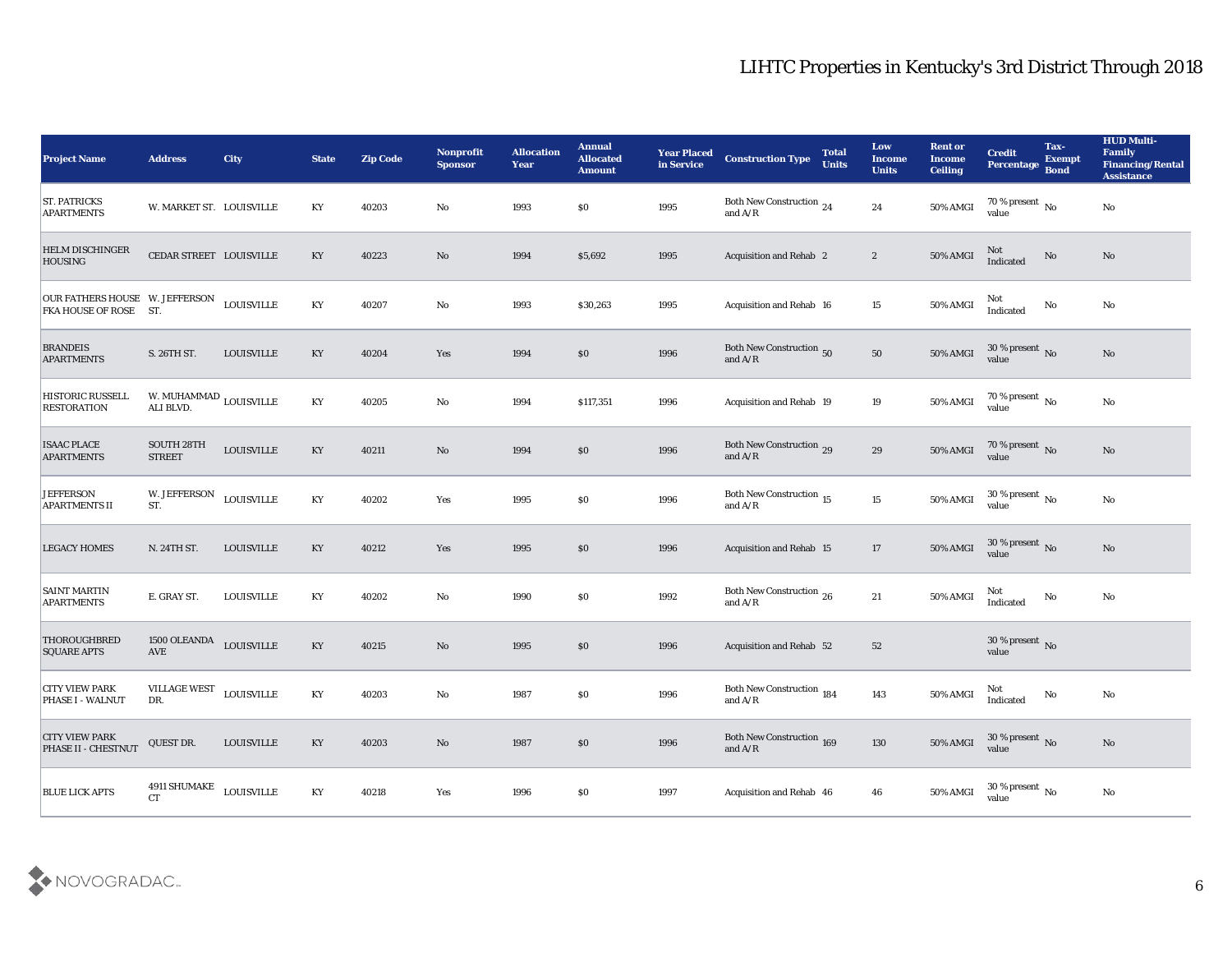# LIHTC Properties in Kentucky's 3rd District Through 2018

| Project Name | Address | City | State | Zip Code | Nonprofit Sponsor | Allocation Year | Annual Allocated Amount | Year Placed in Service | Construction Type | Total Units | Low Income Units | Rent or Income Ceiling | Credit Percentage | Tax-Exempt Bond | HUD Multi-Family Financing/Rental Assistance |
|---|---|---|---|---|---|---|---|---|---|---|---|---|---|---|---|
| ST. PATRICKS APARTMENTS | W. MARKET ST. | LOUISVILLE | KY | 40203 | No | 1993 | $0 | 1995 | Both New Construction and A/R | 24 | 24 | 50% AMGI | 70 % present value | No | No |
| HELM DISCHINGER HOUSING | CEDAR STREET | LOUISVILLE | KY | 40223 | No | 1994 | $5,692 | 1995 | Acquisition and Rehab | 2 | 2 | 50% AMGI | Not Indicated | No | No |
| OUR FATHERS HOUSE FKA HOUSE OF ROSE | W. JEFFERSON ST. | LOUISVILLE | KY | 40207 | No | 1993 | $30,263 | 1995 | Acquisition and Rehab | 16 | 15 | 50% AMGI | Not Indicated | No | No |
| BRANDEIS APARTMENTS | S. 26TH ST. | LOUISVILLE | KY | 40204 | Yes | 1994 | $0 | 1996 | Both New Construction and A/R | 50 | 50 | 50% AMGI | 30 % present value | No | No |
| HISTORIC RUSSELL RESTORATION | W. MUHAMMAD ALI BLVD. | LOUISVILLE | KY | 40205 | No | 1994 | $117,351 | 1996 | Acquisition and Rehab | 19 | 19 | 50% AMGI | 70 % present value | No | No |
| ISAAC PLACE APARTMENTS | SOUTH 28TH STREET | LOUISVILLE | KY | 40211 | No | 1994 | $0 | 1996 | Both New Construction and A/R | 29 | 29 | 50% AMGI | 70 % present value | No | No |
| JEFFERSON APARTMENTS II | W. JEFFERSON ST. | LOUISVILLE | KY | 40202 | Yes | 1995 | $0 | 1996 | Both New Construction and A/R | 15 | 15 | 50% AMGI | 30 % present value | No | No |
| LEGACY HOMES | N. 24TH ST. | LOUISVILLE | KY | 40212 | Yes | 1995 | $0 | 1996 | Acquisition and Rehab | 15 | 17 | 50% AMGI | 30 % present value | No | No |
| SAINT MARTIN APARTMENTS | E. GRAY ST. | LOUISVILLE | KY | 40202 | No | 1990 | $0 | 1992 | Both New Construction and A/R | 26 | 21 | 50% AMGI | Not Indicated | No | No |
| THOROUGHBRED SQUARE APTS | 1500 OLEANDA AVE | LOUISVILLE | KY | 40215 | No | 1995 | $0 | 1996 | Acquisition and Rehab | 52 | 52 | | 30 % present value | No | |
| CITY VIEW PARK PHASE I - WALNUT | VILLAGE WEST DR. | LOUISVILLE | KY | 40203 | No | 1987 | $0 | 1996 | Both New Construction and A/R | 184 | 143 | 50% AMGI | Not Indicated | No | No |
| CITY VIEW PARK PHASE II - CHESTNUT | QUEST DR. | LOUISVILLE | KY | 40203 | No | 1987 | $0 | 1996 | Both New Construction and A/R | 169 | 130 | 50% AMGI | 30 % present value | No | No |
| BLUE LICK APTS | 4911 SHUMAKE CT | LOUISVILLE | KY | 40218 | Yes | 1996 | $0 | 1997 | Acquisition and Rehab | 46 | 46 | 50% AMGI | 30 % present value | No | No |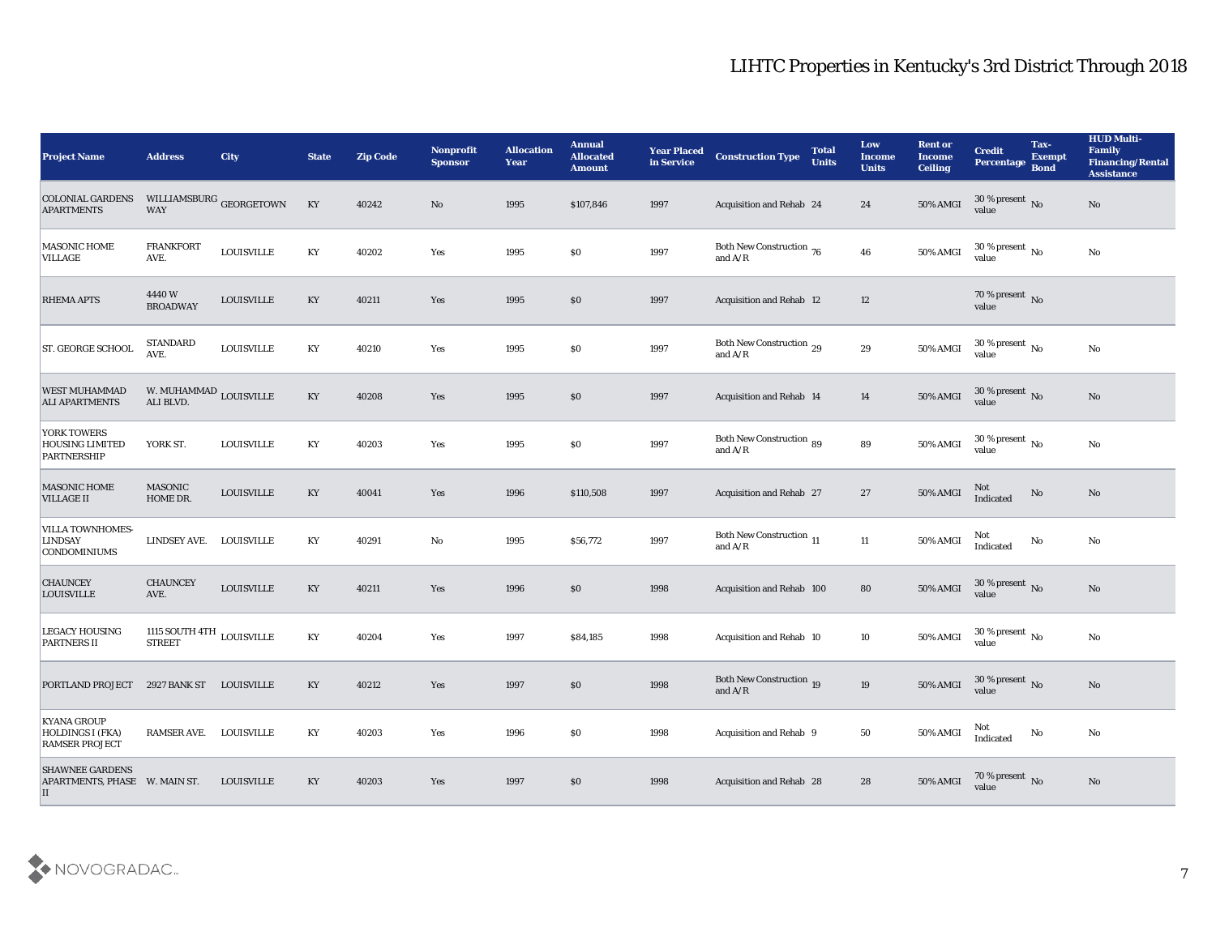## LIHTC Properties in Kentucky's 3rd District Through 2018

| Project Name | Address | City | State | Zip Code | Nonprofit Sponsor | Allocation Year | Annual Allocated Amount | Year Placed in Service | Construction Type | Total Units | Low Income Units | Rent or Income Ceiling | Credit Percentage | Tax-Exempt Bond | HUD Multi-Family Financing/Rental Assistance |
|---|---|---|---|---|---|---|---|---|---|---|---|---|---|---|---|
| COLONIAL GARDENS APARTMENTS | WILLIAMSBURG WAY | GEORGETOWN | KY | 40242 | No | 1995 | $107,846 | 1997 | Acquisition and Rehab | 24 | 24 | 50% AMGI | 30 % present value | No | No |
| MASONIC HOME VILLAGE | FRANKFORT AVE. | LOUISVILLE | KY | 40202 | Yes | 1995 | $0 | 1997 | Both New Construction and A/R | 76 | 46 | 50% AMGI | 30 % present value | No | No |
| RHEMA APTS | 4440 W BROADWAY | LOUISVILLE | KY | 40211 | Yes | 1995 | $0 | 1997 | Acquisition and Rehab | 12 | 12 | | 70 % present value | No | |
| ST. GEORGE SCHOOL | STANDARD AVE. | LOUISVILLE | KY | 40210 | Yes | 1995 | $0 | 1997 | Both New Construction and A/R | 29 | 29 | 50% AMGI | 30 % present value | No | No |
| WEST MUHAMMAD ALI APARTMENTS | W. MUHAMMAD ALI BLVD. | LOUISVILLE | KY | 40208 | Yes | 1995 | $0 | 1997 | Acquisition and Rehab | 14 | 14 | 50% AMGI | 30 % present value | No | No |
| YORK TOWERS HOUSING LIMITED PARTNERSHIP | YORK ST. | LOUISVILLE | KY | 40203 | Yes | 1995 | $0 | 1997 | Both New Construction and A/R | 89 | 89 | 50% AMGI | 30 % present value | No | No |
| MASONIC HOME VILLAGE II | MASONIC HOME DR. | LOUISVILLE | KY | 40041 | Yes | 1996 | $110,508 | 1997 | Acquisition and Rehab | 27 | 27 | 50% AMGI | Not Indicated | No | No |
| VILLA TOWNHOMES-LINDSAY CONDOMINIUMS | LINDSEY AVE. | LOUISVILLE | KY | 40291 | No | 1995 | $56,772 | 1997 | Both New Construction and A/R | 11 | 11 | 50% AMGI | Not Indicated | No | No |
| CHAUNCEY LOUISVILLE | CHAUNCEY AVE. | LOUISVILLE | KY | 40211 | Yes | 1996 | $0 | 1998 | Acquisition and Rehab | 100 | 80 | 50% AMGI | 30 % present value | No | No |
| LEGACY HOUSING PARTNERS II | 1115 SOUTH 4TH STREET | LOUISVILLE | KY | 40204 | Yes | 1997 | $84,185 | 1998 | Acquisition and Rehab | 10 | 10 | 50% AMGI | 30 % present value | No | No |
| PORTLAND PROJECT | 2927 BANK ST | LOUISVILLE | KY | 40212 | Yes | 1997 | $0 | 1998 | Both New Construction and A/R | 19 | 19 | 50% AMGI | 30 % present value | No | No |
| KYANA GROUP HOLDINGS I (FKA) RAMSER PROJECT | RAMSER AVE. | LOUISVILLE | KY | 40203 | Yes | 1996 | $0 | 1998 | Acquisition and Rehab | 9 | 50 | 50% AMGI | Not Indicated | No | No |
| SHAWNEE GARDENS APARTMENTS, PHASE II | W. MAIN ST. | LOUISVILLE | KY | 40203 | Yes | 1997 | $0 | 1998 | Acquisition and Rehab | 28 | 28 | 50% AMGI | 70 % present value | No | No |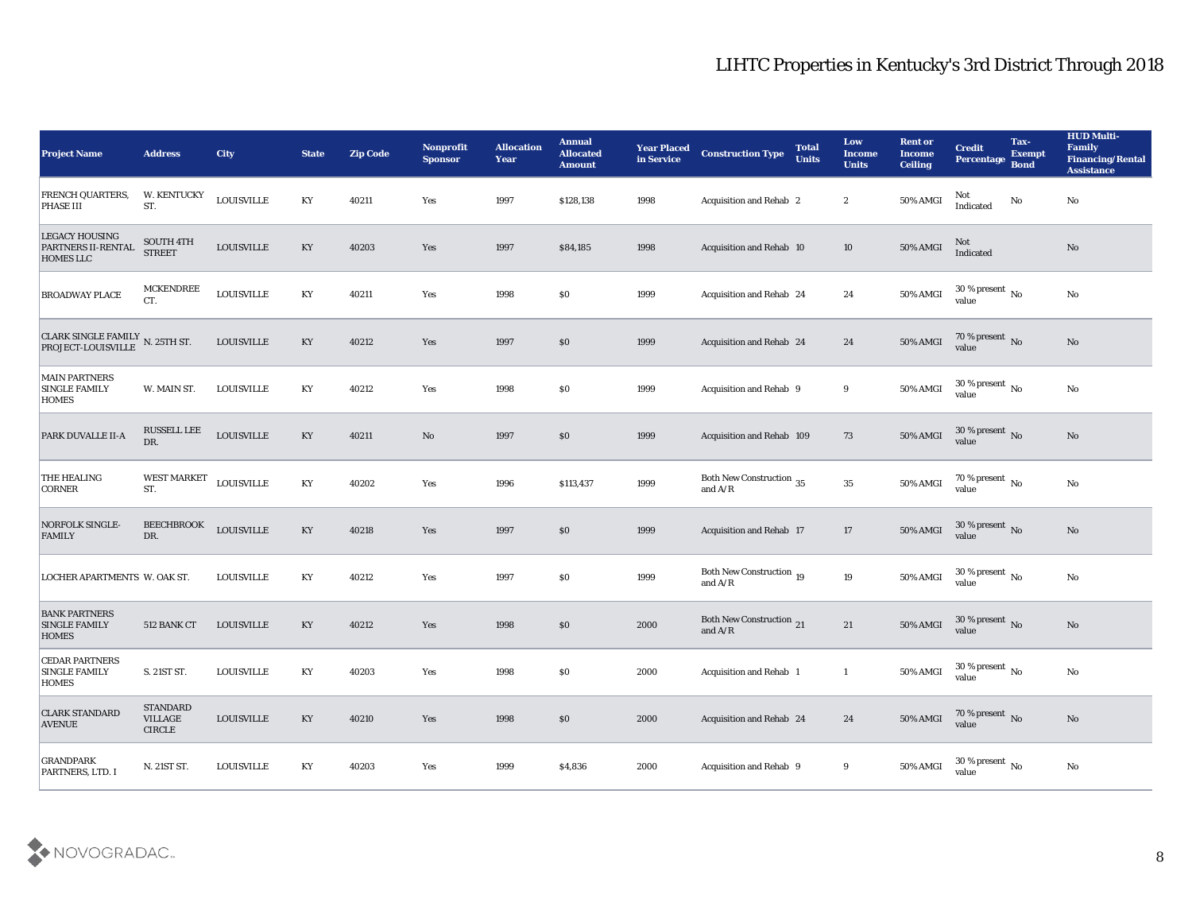## LIHTC Properties in Kentucky's 3rd District Through 2018

| Project Name | Address | City | State | Zip Code | Nonprofit Sponsor | Allocation Year | Annual Allocated Amount | Year Placed in Service | Construction Type | Total Units | Low Income Units | Rent or Income Ceiling | Credit Percentage | Tax-Exempt Bond | HUD Multi-Family Financing/Rental Assistance |
|---|---|---|---|---|---|---|---|---|---|---|---|---|---|---|---|
| FRENCH QUARTERS, PHASE III | W. KENTUCKY ST. | LOUISVILLE | KY | 40211 | Yes | 1997 | $128,138 | 1998 | Acquisition and Rehab | 2 | 2 | 50% AMGI | Not Indicated | No | No |
| LEGACY HOUSING PARTNERS II-RENTAL HOMES LLC | SOUTH 4TH STREET | LOUISVILLE | KY | 40203 | Yes | 1997 | $84,185 | 1998 | Acquisition and Rehab | 10 | 10 | 50% AMGI | Not Indicated | | No |
| BROADWAY PLACE | MCKENDREE CT. | LOUISVILLE | KY | 40211 | Yes | 1998 | $0 | 1999 | Acquisition and Rehab | 24 | 24 | 50% AMGI | 30 % present value | No | No |
| CLARK SINGLE FAMILY PROJECT-LOUISVILLE | N. 25TH ST. | LOUISVILLE | KY | 40212 | Yes | 1997 | $0 | 1999 | Acquisition and Rehab | 24 | 24 | 50% AMGI | 70 % present value | No | No |
| MAIN PARTNERS SINGLE FAMILY HOMES | W. MAIN ST. | LOUISVILLE | KY | 40212 | Yes | 1998 | $0 | 1999 | Acquisition and Rehab | 9 | 9 | 50% AMGI | 30 % present value | No | No |
| PARK DUVALLE II-A | RUSSELL LEE DR. | LOUISVILLE | KY | 40211 | No | 1997 | $0 | 1999 | Acquisition and Rehab | 109 | 73 | 50% AMGI | 30 % present value | No | No |
| THE HEALING CORNER | WEST MARKET ST. | LOUISVILLE | KY | 40202 | Yes | 1996 | $113,437 | 1999 | Both New Construction and A/R | 35 | 35 | 50% AMGI | 70 % present value | No | No |
| NORFOLK SINGLE-FAMILY | BEECHBROOK DR. | LOUISVILLE | KY | 40218 | Yes | 1997 | $0 | 1999 | Acquisition and Rehab | 17 | 17 | 50% AMGI | 30 % present value | No | No |
| LOCHER APARTMENTS | W. OAK ST. | LOUISVILLE | KY | 40212 | Yes | 1997 | $0 | 1999 | Both New Construction and A/R | 19 | 19 | 50% AMGI | 30 % present value | No | No |
| BANK PARTNERS SINGLE FAMILY HOMES | 512 BANK CT | LOUISVILLE | KY | 40212 | Yes | 1998 | $0 | 2000 | Both New Construction and A/R | 21 | 21 | 50% AMGI | 30 % present value | No | No |
| CEDAR PARTNERS SINGLE FAMILY HOMES | S. 21ST ST. | LOUISVILLE | KY | 40203 | Yes | 1998 | $0 | 2000 | Acquisition and Rehab | 1 | 1 | 50% AMGI | 30 % present value | No | No |
| CLARK STANDARD AVENUE | STANDARD VILLAGE CIRCLE | LOUISVILLE | KY | 40210 | Yes | 1998 | $0 | 2000 | Acquisition and Rehab | 24 | 24 | 50% AMGI | 70 % present value | No | No |
| GRANDPARK PARTNERS, LTD. I | N. 21ST ST. | LOUISVILLE | KY | 40203 | Yes | 1999 | $4,836 | 2000 | Acquisition and Rehab | 9 | 9 | 50% AMGI | 30 % present value | No | No |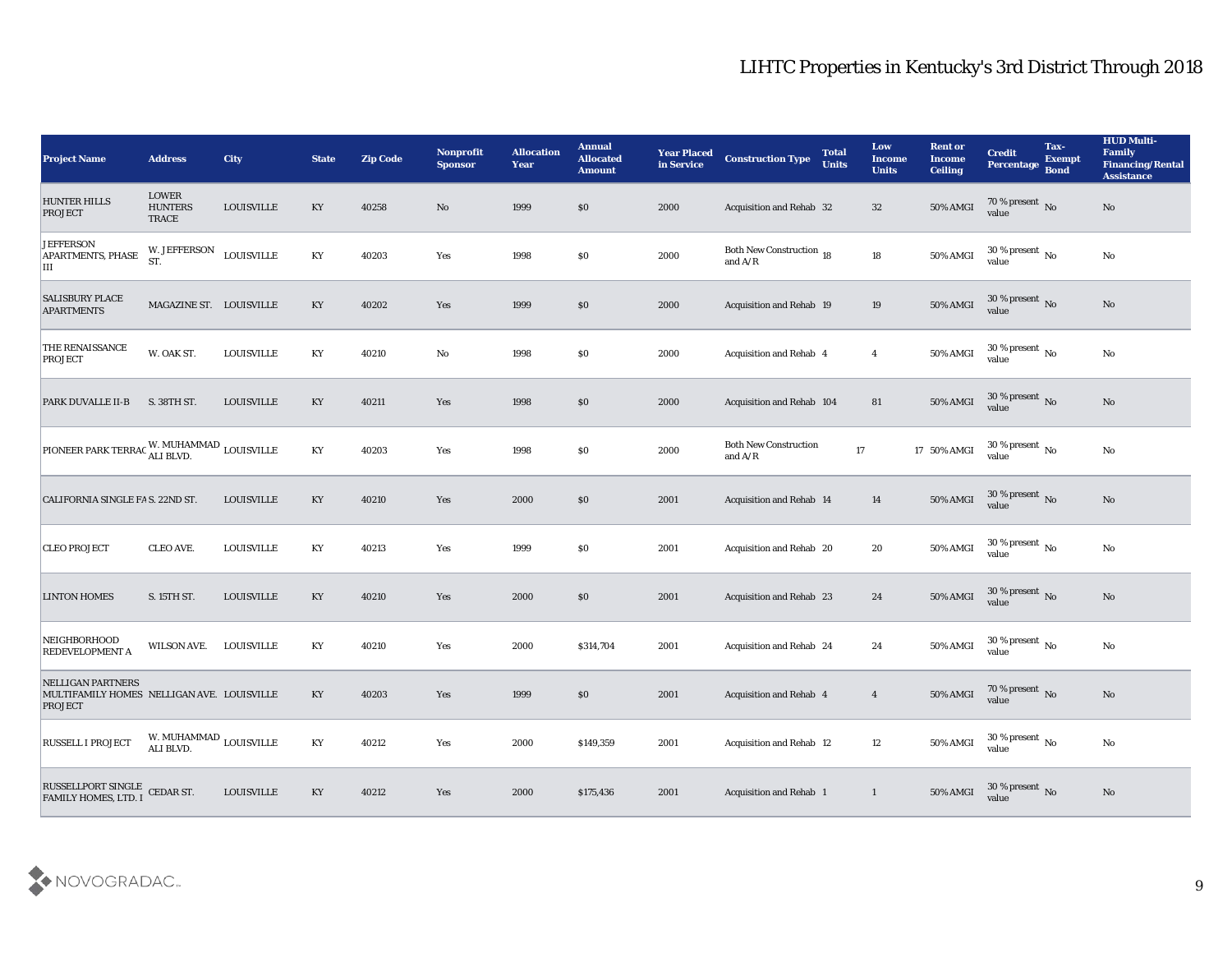# LIHTC Properties in Kentucky's 3rd District Through 2018

| Project Name | Address | City | State | Zip Code | Nonprofit Sponsor | Allocation Year | Annual Allocated Amount | Year Placed in Service | Construction Type | Total Units | Low Income Units | Rent or Income Ceiling | Credit Percentage | Tax-Exempt Bond | HUD Multi-Family Financing/Rental Assistance |
|---|---|---|---|---|---|---|---|---|---|---|---|---|---|---|---|
| HUNTER HILLS PROJECT | LOWER HUNTERS TRACE | LOUISVILLE | KY | 40258 | No | 1999 | $0 | 2000 | Acquisition and Rehab | 32 | 32 | 50% AMGI | 70 % present value | No | No |
| JEFFERSON APARTMENTS, PHASE III | W. JEFFERSON ST. | LOUISVILLE | KY | 40203 | Yes | 1998 | $0 | 2000 | Both New Construction and A/R | 18 | 18 | 50% AMGI | 30 % present value | No | No |
| SALISBURY PLACE APARTMENTS | MAGAZINE ST. | LOUISVILLE | KY | 40202 | Yes | 1999 | $0 | 2000 | Acquisition and Rehab | 19 | 19 | 50% AMGI | 30 % present value | No | No |
| THE RENAISSANCE PROJECT | W. OAK ST. | LOUISVILLE | KY | 40210 | No | 1998 | $0 | 2000 | Acquisition and Rehab | 4 | 4 | 50% AMGI | 30 % present value | No | No |
| PARK DUVALLE II-B | S. 38TH ST. | LOUISVILLE | KY | 40211 | Yes | 1998 | $0 | 2000 | Acquisition and Rehab | 104 | 81 | 50% AMGI | 30 % present value | No | No |
| PIONEER PARK TERRAC | W. MUHAMMAD ALI BLVD. | LOUISVILLE | KY | 40203 | Yes | 1998 | $0 | 2000 | Both New Construction and A/R | 17 | 17 | 50% AMGI | 30 % present value | No | No |
| CALIFORNIA SINGLE FA | S. 22ND ST. | LOUISVILLE | KY | 40210 | Yes | 2000 | $0 | 2001 | Acquisition and Rehab | 14 | 14 | 50% AMGI | 30 % present value | No | No |
| CLEO PROJECT | CLEO AVE. | LOUISVILLE | KY | 40213 | Yes | 1999 | $0 | 2001 | Acquisition and Rehab | 20 | 20 | 50% AMGI | 30 % present value | No | No |
| LINTON HOMES | S. 15TH ST. | LOUISVILLE | KY | 40210 | Yes | 2000 | $0 | 2001 | Acquisition and Rehab | 23 | 24 | 50% AMGI | 30 % present value | No | No |
| NEIGHBORHOOD REDEVELOPMENT A | WILSON AVE. | LOUISVILLE | KY | 40210 | Yes | 2000 | $314,704 | 2001 | Acquisition and Rehab | 24 | 24 | 50% AMGI | 30 % present value | No | No |
| NELLIGAN PARTNERS MULTIFAMILY HOMES PROJECT | NELLIGAN AVE. | LOUISVILLE | KY | 40203 | Yes | 1999 | $0 | 2001 | Acquisition and Rehab | 4 | 4 | 50% AMGI | 70 % present value | No | No |
| RUSSELL I PROJECT | W. MUHAMMAD ALI BLVD. | LOUISVILLE | KY | 40212 | Yes | 2000 | $149,359 | 2001 | Acquisition and Rehab | 12 | 12 | 50% AMGI | 30 % present value | No | No |
| RUSSELLPORT SINGLE FAMILY HOMES, LTD. I | CEDAR ST. | LOUISVILLE | KY | 40212 | Yes | 2000 | $175,436 | 2001 | Acquisition and Rehab | 1 | 1 | 50% AMGI | 30 % present value | No | No |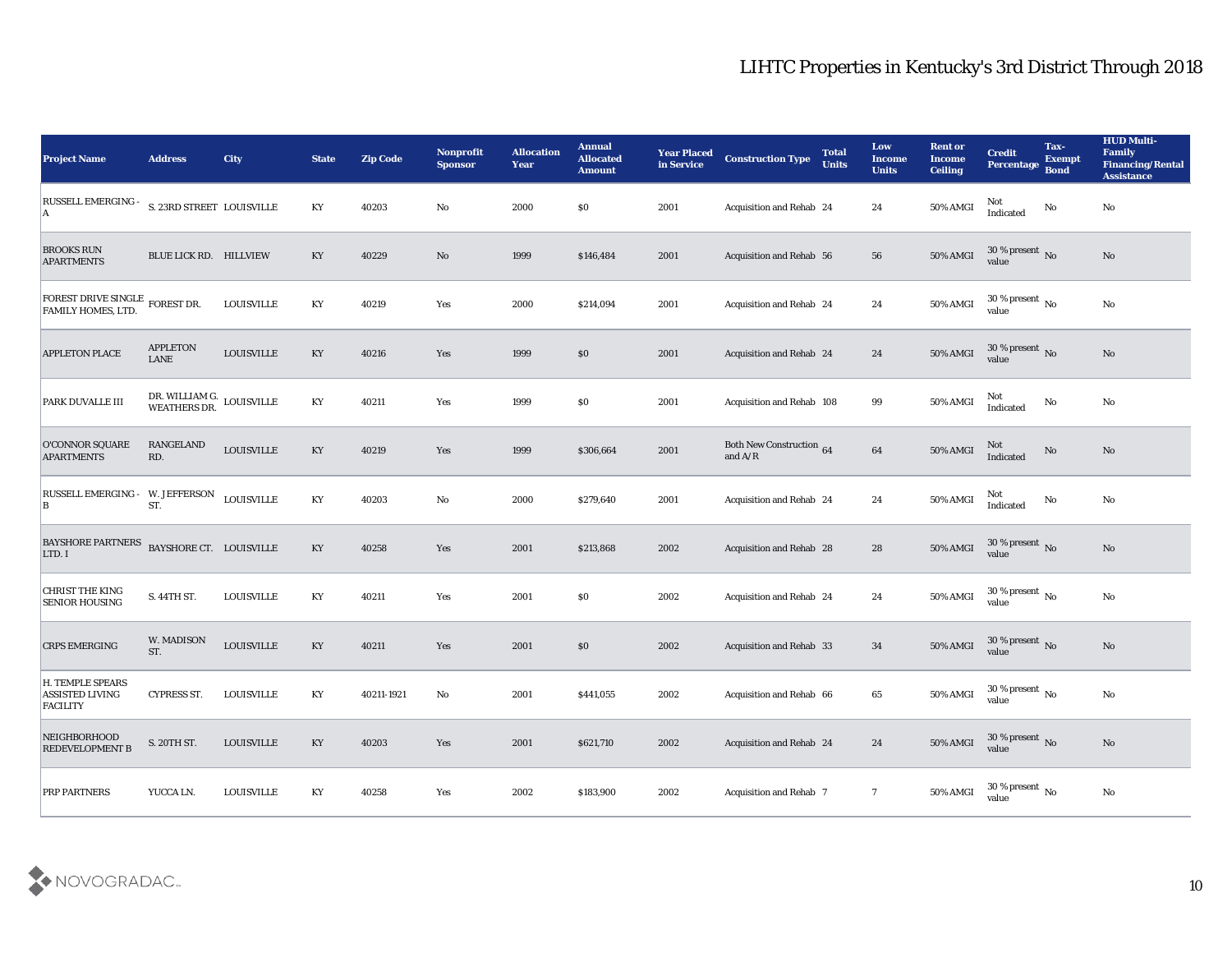# LIHTC Properties in Kentucky's 3rd District Through 2018

| Project Name | Address | City | State | Zip Code | Nonprofit Sponsor | Allocation Year | Annual Allocated Amount | Year Placed in Service | Construction Type | Total Units | Low Income Units | Rent or Income Ceiling | Credit Percentage | Tax-Exempt Bond | HUD Multi-Family Financing/Rental Assistance |
|---|---|---|---|---|---|---|---|---|---|---|---|---|---|---|---|
| RUSSELL EMERGING - A | S. 23RD STREET | LOUISVILLE | KY | 40203 | No | 2000 | $0 | 2001 | Acquisition and Rehab | 24 | 24 | 50% AMGI | Not Indicated | No | No |
| BROOKS RUN APARTMENTS | BLUE LICK RD. | HILLVIEW | KY | 40229 | No | 1999 | $146,484 | 2001 | Acquisition and Rehab | 56 | 56 | 50% AMGI | 30 % present value | No | No |
| FOREST DRIVE SINGLE FAMILY HOMES, LTD. | FOREST DR. | LOUISVILLE | KY | 40219 | Yes | 2000 | $214,094 | 2001 | Acquisition and Rehab | 24 | 24 | 50% AMGI | 30 % present value | No | No |
| APPLETON PLACE | APPLETON LANE | LOUISVILLE | KY | 40216 | Yes | 1999 | $0 | 2001 | Acquisition and Rehab | 24 | 24 | 50% AMGI | 30 % present value | No | No |
| PARK DUVALLE III | DR. WILLIAM G. WEATHERS DR. | LOUISVILLE | KY | 40211 | Yes | 1999 | $0 | 2001 | Acquisition and Rehab | 108 | 99 | 50% AMGI | Not Indicated | No | No |
| O'CONNOR SQUARE APARTMENTS | RANGELAND RD. | LOUISVILLE | KY | 40219 | Yes | 1999 | $306,664 | 2001 | Both New Construction and A/R | 64 | 64 | 50% AMGI | Not Indicated | No | No |
| RUSSELL EMERGING - B | W. JEFFERSON ST. | LOUISVILLE | KY | 40203 | No | 2000 | $279,640 | 2001 | Acquisition and Rehab | 24 | 24 | 50% AMGI | Not Indicated | No | No |
| BAYSHORE PARTNERS LTD. I | BAYSHORE CT. | LOUISVILLE | KY | 40258 | Yes | 2001 | $213,868 | 2002 | Acquisition and Rehab | 28 | 28 | 50% AMGI | 30 % present value | No | No |
| CHRIST THE KING SENIOR HOUSING | S. 44TH ST. | LOUISVILLE | KY | 40211 | Yes | 2001 | $0 | 2002 | Acquisition and Rehab | 24 | 24 | 50% AMGI | 30 % present value | No | No |
| CRPS EMERGING | W. MADISON ST. | LOUISVILLE | KY | 40211 | Yes | 2001 | $0 | 2002 | Acquisition and Rehab | 33 | 34 | 50% AMGI | 30 % present value | No | No |
| H. TEMPLE SPEARS ASSISTED LIVING FACILITY | CYPRESS ST. | LOUISVILLE | KY | 40211-1921 | No | 2001 | $441,055 | 2002 | Acquisition and Rehab | 66 | 65 | 50% AMGI | 30 % present value | No | No |
| NEIGHBORHOOD REDEVELOPMENT B | S. 20TH ST. | LOUISVILLE | KY | 40203 | Yes | 2001 | $621,710 | 2002 | Acquisition and Rehab | 24 | 24 | 50% AMGI | 30 % present value | No | No |
| PRP PARTNERS | YUCCA LN. | LOUISVILLE | KY | 40258 | Yes | 2002 | $183,900 | 2002 | Acquisition and Rehab | 7 | 7 | 50% AMGI | 30 % present value | No | No |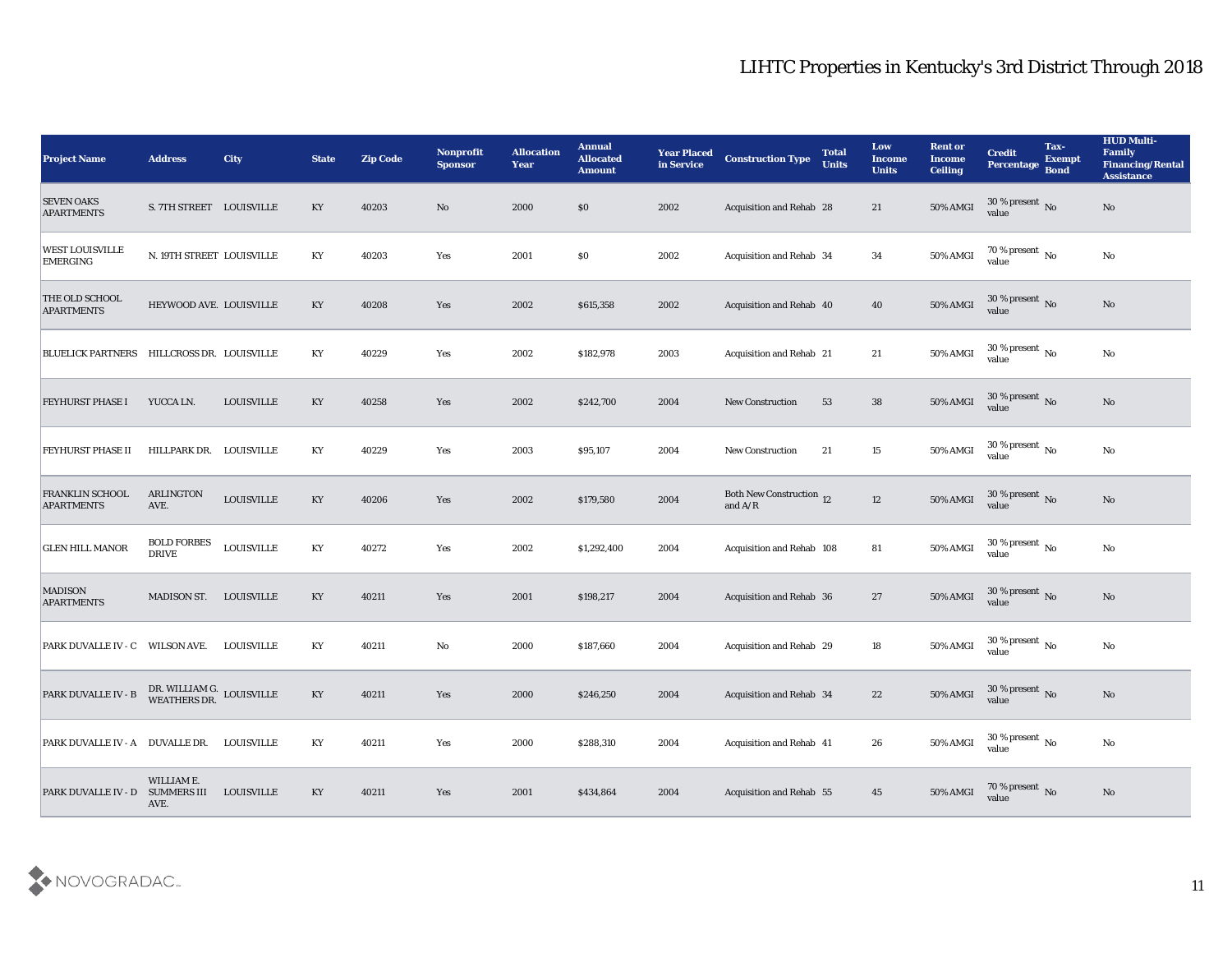# LIHTC Properties in Kentucky's 3rd District Through 2018

| Project Name | Address | City | State | Zip Code | Nonprofit Sponsor | Allocation Year | Annual Allocated Amount | Year Placed in Service | Construction Type | Total Units | Low Income Units | Rent or Income Ceiling | Credit Percentage | Tax-Exempt Bond | HUD Multi-Family Financing/Rental Assistance |
|---|---|---|---|---|---|---|---|---|---|---|---|---|---|---|---|
| SEVEN OAKS APARTMENTS | S. 7TH STREET | LOUISVILLE | KY | 40203 | No | 2000 | $0 | 2002 | Acquisition and Rehab | 28 | 21 | 50% AMGI | 30 % present value | No | No |
| WEST LOUISVILLE EMERGING | N. 19TH STREET | LOUISVILLE | KY | 40203 | Yes | 2001 | $0 | 2002 | Acquisition and Rehab | 34 | 34 | 50% AMGI | 70 % present value | No | No |
| THE OLD SCHOOL APARTMENTS | HEYWOOD AVE. | LOUISVILLE | KY | 40208 | Yes | 2002 | $615,358 | 2002 | Acquisition and Rehab | 40 | 40 | 50% AMGI | 30 % present value | No | No |
| BLUELICK PARTNERS | HILLCROSS DR. | LOUISVILLE | KY | 40229 | Yes | 2002 | $182,978 | 2003 | Acquisition and Rehab | 21 | 21 | 50% AMGI | 30 % present value | No | No |
| FEYHURST PHASE I | YUCCA LN. | LOUISVILLE | KY | 40258 | Yes | 2002 | $242,700 | 2004 | New Construction | 53 | 38 | 50% AMGI | 30 % present value | No | No |
| FEYHURST PHASE II | HILLPARK DR. | LOUISVILLE | KY | 40229 | Yes | 2003 | $95,107 | 2004 | New Construction | 21 | 15 | 50% AMGI | 30 % present value | No | No |
| FRANKLIN SCHOOL APARTMENTS | ARLINGTON AVE. | LOUISVILLE | KY | 40206 | Yes | 2002 | $179,580 | 2004 | Both New Construction and A/R | 12 | 12 | 50% AMGI | 30 % present value | No | No |
| GLEN HILL MANOR | BOLD FORBES DRIVE | LOUISVILLE | KY | 40272 | Yes | 2002 | $1,292,400 | 2004 | Acquisition and Rehab | 108 | 81 | 50% AMGI | 30 % present value | No | No |
| MADISON APARTMENTS | MADISON ST. | LOUISVILLE | KY | 40211 | Yes | 2001 | $198,217 | 2004 | Acquisition and Rehab | 36 | 27 | 50% AMGI | 30 % present value | No | No |
| PARK DUVALLE IV - C | WILSON AVE. | LOUISVILLE | KY | 40211 | No | 2000 | $187,660 | 2004 | Acquisition and Rehab | 29 | 18 | 50% AMGI | 30 % present value | No | No |
| PARK DUVALLE IV - B | DR. WILLIAM G. WEATHERS DR. | LOUISVILLE | KY | 40211 | Yes | 2000 | $246,250 | 2004 | Acquisition and Rehab | 34 | 22 | 50% AMGI | 30 % present value | No | No |
| PARK DUVALLE IV - A | DUVALLE DR. | LOUISVILLE | KY | 40211 | Yes | 2000 | $288,310 | 2004 | Acquisition and Rehab | 41 | 26 | 50% AMGI | 30 % present value | No | No |
| PARK DUVALLE IV - D | WILLIAM E. SUMMERS III AVE. | LOUISVILLE | KY | 40211 | Yes | 2001 | $434,864 | 2004 | Acquisition and Rehab | 55 | 45 | 50% AMGI | 70 % present value | No | No |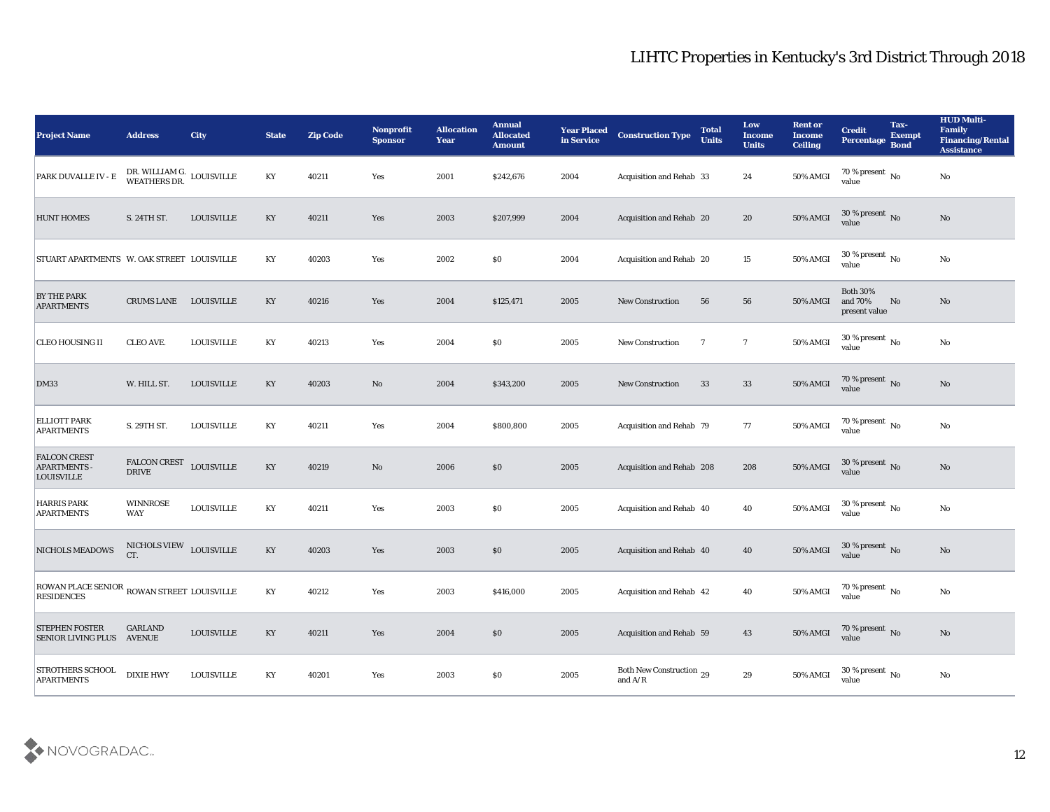# LIHTC Properties in Kentucky's 3rd District Through 2018

| Project Name | Address | City | State | Zip Code | Nonprofit Sponsor | Allocation Year | Annual Allocated Amount | Year Placed in Service | Construction Type | Total Units | Low Income Units | Rent or Income Ceiling | Credit Percentage | Tax-Exempt Bond | HUD Multi-Family Financing/Rental Assistance |
|---|---|---|---|---|---|---|---|---|---|---|---|---|---|---|---|
| PARK DUVALLE IV - E | DR. WILLIAM G. WEATHERS DR. | LOUISVILLE | KY | 40211 | Yes | 2001 | $242,676 | 2004 | Acquisition and Rehab | 33 | 24 | 50% AMGI | 70 % present value | No | No |
| HUNT HOMES | S. 24TH ST. | LOUISVILLE | KY | 40211 | Yes | 2003 | $207,999 | 2004 | Acquisition and Rehab | 20 | 20 | 50% AMGI | 30 % present value | No | No |
| STUART APARTMENTS | W. OAK STREET | LOUISVILLE | KY | 40203 | Yes | 2002 | $0 | 2004 | Acquisition and Rehab | 20 | 15 | 50% AMGI | 30 % present value | No | No |
| BY THE PARK APARTMENTS | CRUMS LANE | LOUISVILLE | KY | 40216 | Yes | 2004 | $125,471 | 2005 | New Construction | 56 | 56 | 50% AMGI | Both 30% and 70% present value | No | No |
| CLEO HOUSING II | CLEO AVE. | LOUISVILLE | KY | 40213 | Yes | 2004 | $0 | 2005 | New Construction | 7 | 7 | 50% AMGI | 30 % present value | No | No |
| DM33 | W. HILL ST. | LOUISVILLE | KY | 40203 | No | 2004 | $343,200 | 2005 | New Construction | 33 | 33 | 50% AMGI | 70 % present value | No | No |
| ELLIOTT PARK APARTMENTS | S. 29TH ST. | LOUISVILLE | KY | 40211 | Yes | 2004 | $800,800 | 2005 | Acquisition and Rehab | 79 | 77 | 50% AMGI | 70 % present value | No | No |
| FALCON CREST APARTMENTS - LOUISVILLE | FALCON CREST DRIVE | LOUISVILLE | KY | 40219 | No | 2006 | $0 | 2005 | Acquisition and Rehab | 208 | 208 | 50% AMGI | 30 % present value | No | No |
| HARRIS PARK APARTMENTS | WINNROSE WAY | LOUISVILLE | KY | 40211 | Yes | 2003 | $0 | 2005 | Acquisition and Rehab | 40 | 40 | 50% AMGI | 30 % present value | No | No |
| NICHOLS MEADOWS | NICHOLS VIEW CT. | LOUISVILLE | KY | 40203 | Yes | 2003 | $0 | 2005 | Acquisition and Rehab | 40 | 40 | 50% AMGI | 30 % present value | No | No |
| ROWAN PLACE SENIOR RESIDENCES | ROWAN STREET | LOUISVILLE | KY | 40212 | Yes | 2003 | $416,000 | 2005 | Acquisition and Rehab | 42 | 40 | 50% AMGI | 70 % present value | No | No |
| STEPHEN FOSTER SENIOR LIVING PLUS | GARLAND AVENUE | LOUISVILLE | KY | 40211 | Yes | 2004 | $0 | 2005 | Acquisition and Rehab | 59 | 43 | 50% AMGI | 70 % present value | No | No |
| STROTHERS SCHOOL APARTMENTS | DIXIE HWY | LOUISVILLE | KY | 40201 | Yes | 2003 | $0 | 2005 | Both New Construction and A/R | 29 | 29 | 50% AMGI | 30 % present value | No | No |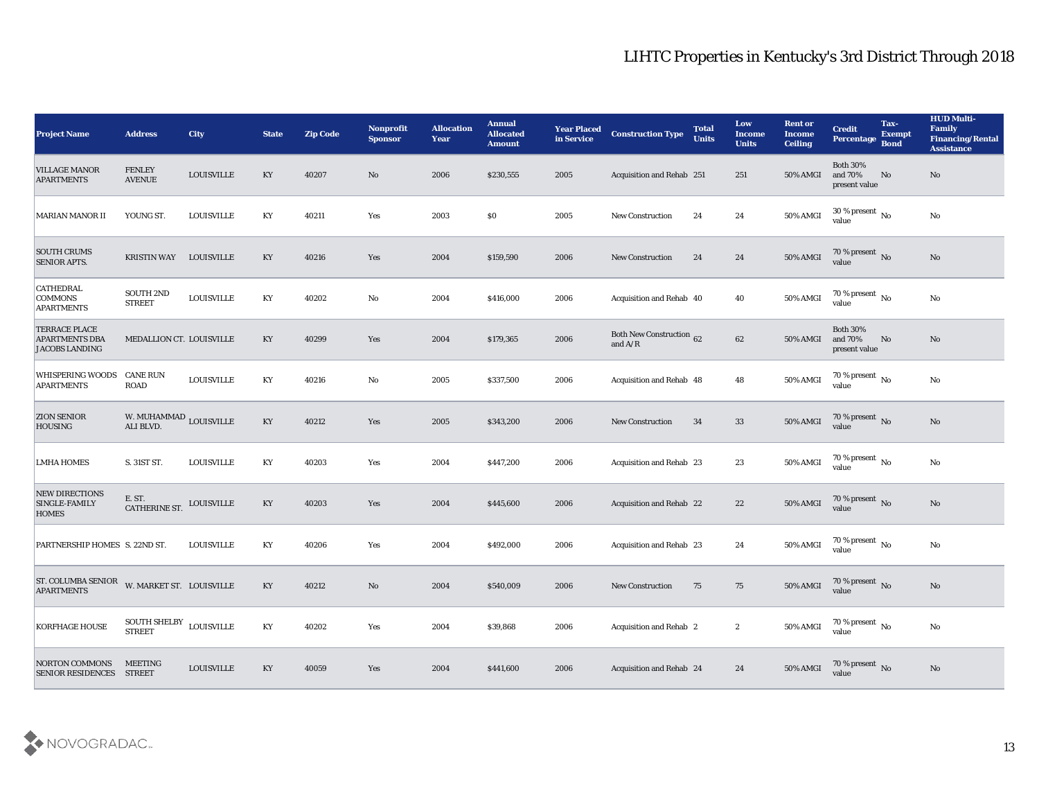# LIHTC Properties in Kentucky's 3rd District Through 2018

| Project Name | Address | City | State | Zip Code | Nonprofit Sponsor | Allocation Year | Annual Allocated Amount | Year Placed in Service | Construction Type | Total Units | Low Income Units | Rent or Income Ceiling | Credit Percentage | Tax-Exempt Bond | HUD Multi-Family Financing/Rental Assistance |
|---|---|---|---|---|---|---|---|---|---|---|---|---|---|---|---|
| VILLAGE MANOR APARTMENTS | FENLEY AVENUE | LOUISVILLE | KY | 40207 | No | 2006 | $230,555 | 2005 | Acquisition and Rehab | 251 | 251 | 50% AMGI | Both 30% and 70% present value | No | No |
| MARIAN MANOR II | YOUNG ST. | LOUISVILLE | KY | 40211 | Yes | 2003 | $0 | 2005 | New Construction | 24 | 24 | 50% AMGI | 30 % present value | No | No |
| SOUTH CRUMS SENIOR APTS. | KRISTIN WAY | LOUISVILLE | KY | 40216 | Yes | 2004 | $159,590 | 2006 | New Construction | 24 | 24 | 50% AMGI | 70 % present value | No | No |
| CATHEDRAL COMMONS APARTMENTS | SOUTH 2ND STREET | LOUISVILLE | KY | 40202 | No | 2004 | $416,000 | 2006 | Acquisition and Rehab | 40 | 40 | 50% AMGI | 70 % present value | No | No |
| TERRACE PLACE APARTMENTS DBA JACOBS LANDING | MEDALLION CT. | LOUISVILLE | KY | 40299 | Yes | 2004 | $179,365 | 2006 | Both New Construction and A/R | 62 | 62 | 50% AMGI | Both 30% and 70% present value | No | No |
| WHISPERING WOODS APARTMENTS | CANE RUN ROAD | LOUISVILLE | KY | 40216 | No | 2005 | $337,500 | 2006 | Acquisition and Rehab | 48 | 48 | 50% AMGI | 70 % present value | No | No |
| ZION SENIOR HOUSING | W. MUHAMMAD ALI BLVD. | LOUISVILLE | KY | 40212 | Yes | 2005 | $343,200 | 2006 | New Construction | 34 | 33 | 50% AMGI | 70 % present value | No | No |
| LMHA HOMES | S. 31ST ST. | LOUISVILLE | KY | 40203 | Yes | 2004 | $447,200 | 2006 | Acquisition and Rehab | 23 | 23 | 50% AMGI | 70 % present value | No | No |
| NEW DIRECTIONS SINGLE-FAMILY HOMES | E. ST. CATHERINE ST. | LOUISVILLE | KY | 40203 | Yes | 2004 | $445,600 | 2006 | Acquisition and Rehab | 22 | 22 | 50% AMGI | 70 % present value | No | No |
| PARTNERSHIP HOMES | S. 22ND ST. | LOUISVILLE | KY | 40206 | Yes | 2004 | $492,000 | 2006 | Acquisition and Rehab | 23 | 24 | 50% AMGI | 70 % present value | No | No |
| ST. COLUMBA SENIOR APARTMENTS | W. MARKET ST. | LOUISVILLE | KY | 40212 | No | 2004 | $540,009 | 2006 | New Construction | 75 | 75 | 50% AMGI | 70 % present value | No | No |
| KORFHAGE HOUSE | SOUTH SHELBY STREET | LOUISVILLE | KY | 40202 | Yes | 2004 | $39,868 | 2006 | Acquisition and Rehab | 2 | 2 | 50% AMGI | 70 % present value | No | No |
| NORTON COMMONS SENIOR RESIDENCES | MEETING STREET | LOUISVILLE | KY | 40059 | Yes | 2004 | $441,600 | 2006 | Acquisition and Rehab | 24 | 24 | 50% AMGI | 70 % present value | No | No |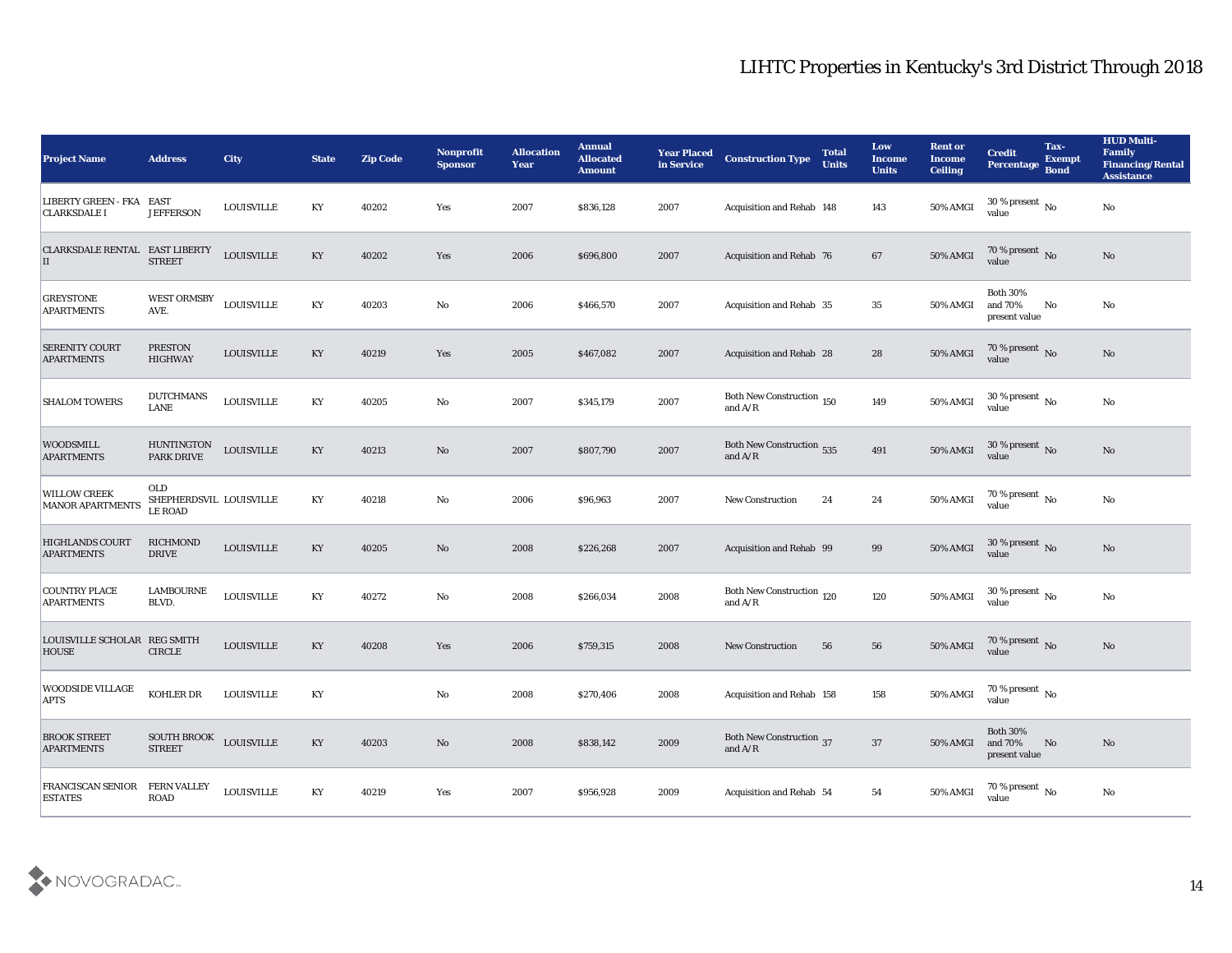# LIHTC Properties in Kentucky's 3rd District Through 2018

| Project Name | Address | City | State | Zip Code | Nonprofit Sponsor | Allocation Year | Annual Allocated Amount | Year Placed in Service | Construction Type | Total Units | Low Income Units | Rent or Income Ceiling | Credit Percentage | Tax-Exempt Bond | HUD Multi-Family Financing/Rental Assistance |
|---|---|---|---|---|---|---|---|---|---|---|---|---|---|---|---|
| LIBERTY GREEN - FKA CLARKSDALE I | EAST JEFFERSON | LOUISVILLE | KY | 40202 | Yes | 2007 | $836,128 | 2007 | Acquisition and Rehab | 148 | 143 | 50% AMGI | 30 % present value | No | No |
| CLARKSDALE RENTAL II | EAST LIBERTY STREET | LOUISVILLE | KY | 40202 | Yes | 2006 | $696,800 | 2007 | Acquisition and Rehab | 76 | 67 | 50% AMGI | 70 % present value | No | No |
| GREYSTONE APARTMENTS | WEST ORMSBY AVE. | LOUISVILLE | KY | 40203 | No | 2006 | $466,570 | 2007 | Acquisition and Rehab | 35 | 35 | 50% AMGI | Both 30% and 70% present value | No | No |
| SERENITY COURT APARTMENTS | PRESTON HIGHWAY | LOUISVILLE | KY | 40219 | Yes | 2005 | $467,082 | 2007 | Acquisition and Rehab | 28 | 28 | 50% AMGI | 70 % present value | No | No |
| SHALOM TOWERS | DUTCHMANS LANE | LOUISVILLE | KY | 40205 | No | 2007 | $345,179 | 2007 | Both New Construction and A/R | 150 | 149 | 50% AMGI | 30 % present value | No | No |
| WOODSMILL APARTMENTS | HUNTINGTON PARK DRIVE | LOUISVILLE | KY | 40213 | No | 2007 | $807,790 | 2007 | Both New Construction and A/R | 535 | 491 | 50% AMGI | 30 % present value | No | No |
| WILLOW CREEK MANOR APARTMENTS | OLD SHEPHERDSVILLE ROAD | LOUISVILLE | KY | 40218 | No | 2006 | $96,963 | 2007 | New Construction | 24 | 24 | 50% AMGI | 70 % present value | No | No |
| HIGHLANDS COURT APARTMENTS | RICHMOND DRIVE | LOUISVILLE | KY | 40205 | No | 2008 | $226,268 | 2007 | Acquisition and Rehab | 99 | 99 | 50% AMGI | 30 % present value | No | No |
| COUNTRY PLACE APARTMENTS | LAMBOURNE BLVD. | LOUISVILLE | KY | 40272 | No | 2008 | $266,034 | 2008 | Both New Construction and A/R | 120 | 120 | 50% AMGI | 30 % present value | No | No |
| LOUISVILLE SCHOLAR HOUSE | REG SMITH CIRCLE | LOUISVILLE | KY | 40208 | Yes | 2006 | $759,315 | 2008 | New Construction | 56 | 56 | 50% AMGI | 70 % present value | No | No |
| WOODSIDE VILLAGE APTS | KOHLER DR | LOUISVILLE | KY | | No | 2008 | $270,406 | 2008 | Acquisition and Rehab | 158 | 158 | 50% AMGI | 70 % present value | No | |
| BROOK STREET APARTMENTS | SOUTH BROOK STREET | LOUISVILLE | KY | 40203 | No | 2008 | $838,142 | 2009 | Both New Construction and A/R | 37 | 37 | 50% AMGI | Both 30% and 70% present value | No | No |
| FRANCISCAN SENIOR ESTATES | FERN VALLEY ROAD | LOUISVILLE | KY | 40219 | Yes | 2007 | $956,928 | 2009 | Acquisition and Rehab | 54 | 54 | 50% AMGI | 70 % present value | No | No |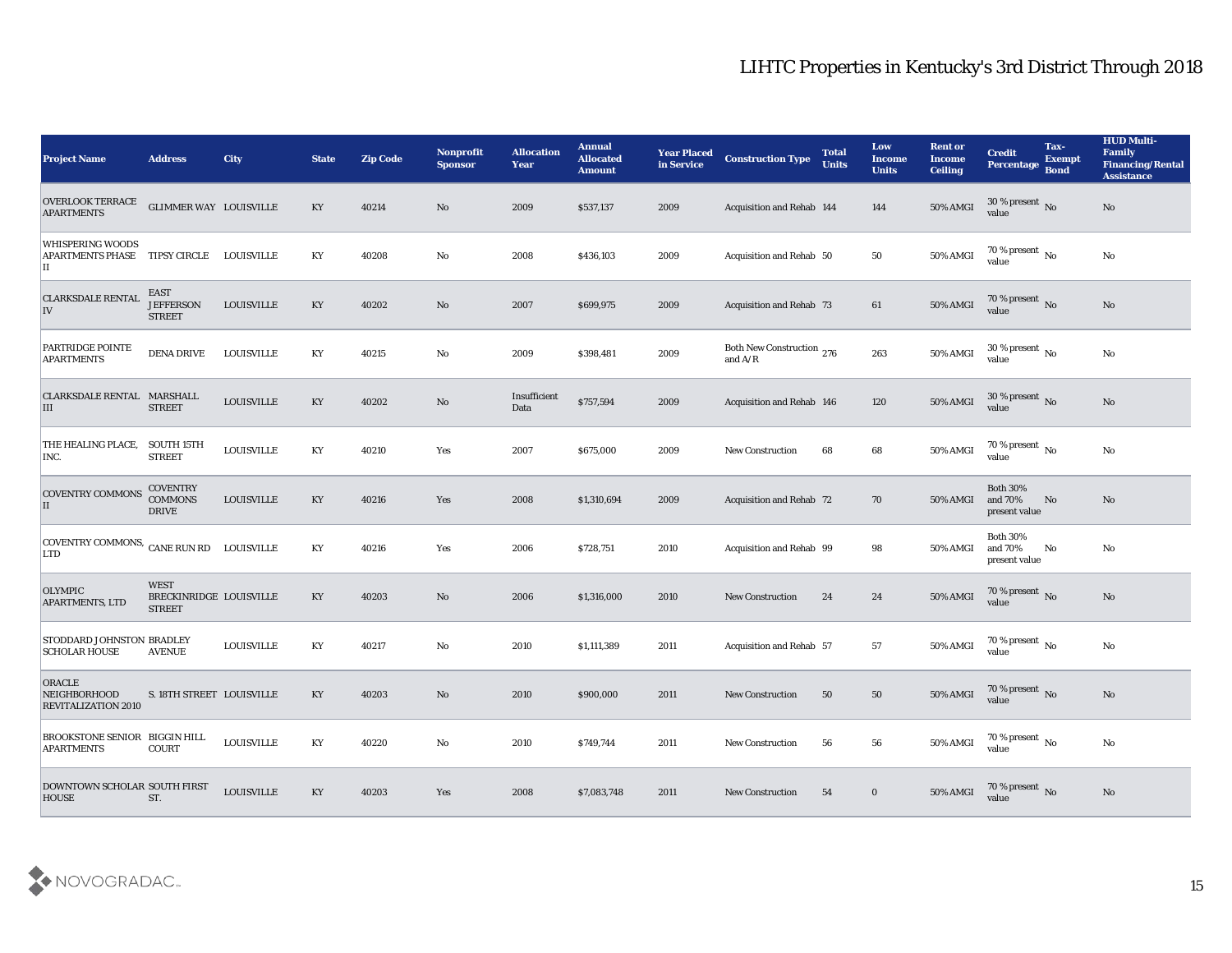# LIHTC Properties in Kentucky's 3rd District Through 2018

| Project Name | Address | City | State | Zip Code | Nonprofit Sponsor | Allocation Year | Annual Allocated Amount | Year Placed in Service | Construction Type | Total Units | Low Income Units | Rent or Income Ceiling | Credit Percentage | Tax-Exempt Bond | HUD Multi-Family Financing/Rental Assistance |
|---|---|---|---|---|---|---|---|---|---|---|---|---|---|---|---|
| OVERLOOK TERRACE APARTMENTS | GLIMMER WAY | LOUISVILLE | KY | 40214 | No | 2009 | $537,137 | 2009 | Acquisition and Rehab | 144 | 144 | 50% AMGI | 30 % present value | No | No |
| WHISPERING WOODS APARTMENTS PHASE II | TIPSY CIRCLE | LOUISVILLE | KY | 40208 | No | 2008 | $436,103 | 2009 | Acquisition and Rehab | 50 | 50 | 50% AMGI | 70 % present value | No | No |
| CLARKSDALE RENTAL IV | EAST JEFFERSON STREET | LOUISVILLE | KY | 40202 | No | 2007 | $699,975 | 2009 | Acquisition and Rehab | 73 | 61 | 50% AMGI | 70 % present value | No | No |
| PARTRIDGE POINTE APARTMENTS | DENA DRIVE | LOUISVILLE | KY | 40215 | No | 2009 | $398,481 | 2009 | Both New Construction and A/R | 276 | 263 | 50% AMGI | 30 % present value | No | No |
| CLARKSDALE RENTAL III | MARSHALL STREET | LOUISVILLE | KY | 40202 | No | Insufficient Data | $757,594 | 2009 | Acquisition and Rehab | 146 | 120 | 50% AMGI | 30 % present value | No | No |
| THE HEALING PLACE, INC. | SOUTH 15TH STREET | LOUISVILLE | KY | 40210 | Yes | 2007 | $675,000 | 2009 | New Construction | 68 | 68 | 50% AMGI | 70 % present value | No | No |
| COVENTRY COMMONS II | COVENTRY COMMONS DRIVE | LOUISVILLE | KY | 40216 | Yes | 2008 | $1,310,694 | 2009 | Acquisition and Rehab | 72 | 70 | 50% AMGI | Both 30% and 70% present value | No | No |
| COVENTRY COMMONS, LTD | CANE RUN RD | LOUISVILLE | KY | 40216 | Yes | 2006 | $728,751 | 2010 | Acquisition and Rehab | 99 | 98 | 50% AMGI | Both 30% and 70% present value | No | No |
| OLYMPIC APARTMENTS, LTD | WEST BRECKINRIDGE STREET | LOUISVILLE | KY | 40203 | No | 2006 | $1,316,000 | 2010 | New Construction | 24 | 24 | 50% AMGI | 70 % present value | No | No |
| STODDARD JOHNSTON SCHOLAR HOUSE | BRADLEY AVENUE | LOUISVILLE | KY | 40217 | No | 2010 | $1,111,389 | 2011 | Acquisition and Rehab | 57 | 57 | 50% AMGI | 70 % present value | No | No |
| ORACLE NEIGHBORHOOD REVITALIZATION 2010 | S. 18TH STREET | LOUISVILLE | KY | 40203 | No | 2010 | $900,000 | 2011 | New Construction | 50 | 50 | 50% AMGI | 70 % present value | No | No |
| BROOKSTONE SENIOR APARTMENTS | BIGGIN HILL COURT | LOUISVILLE | KY | 40220 | No | 2010 | $749,744 | 2011 | New Construction | 56 | 56 | 50% AMGI | 70 % present value | No | No |
| DOWNTOWN SCHOLAR HOUSE | SOUTH FIRST ST. | LOUISVILLE | KY | 40203 | Yes | 2008 | $7,083,748 | 2011 | New Construction | 54 | 0 | 50% AMGI | 70 % present value | No | No |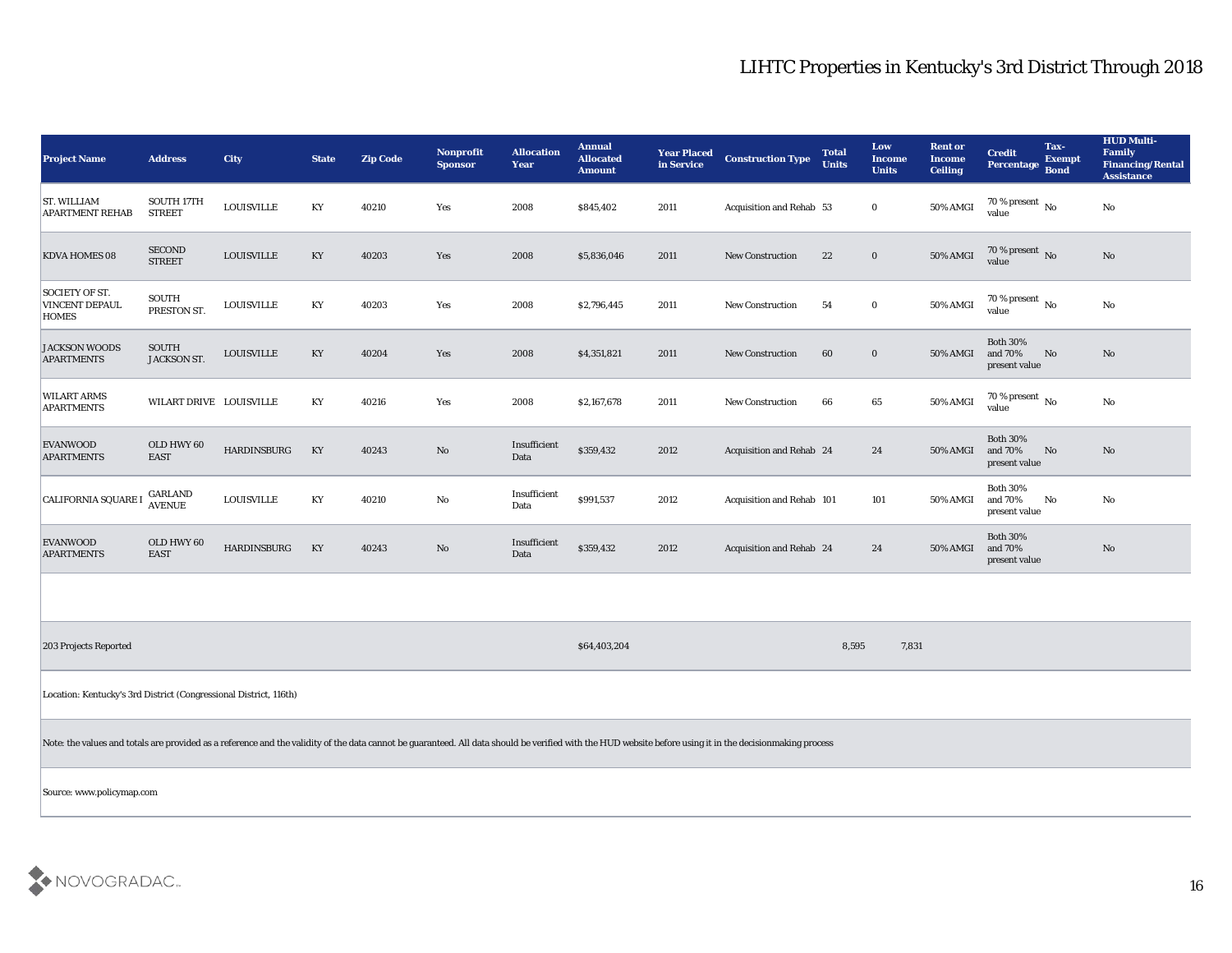# LIHTC Properties in Kentucky's 3rd District Through 2018

| Project Name | Address | City | State | Zip Code | Nonprofit Sponsor | Allocation Year | Annual Allocated Amount | Year Placed in Service | Construction Type | Total Units | Low Income Units | Rent or Income Ceiling | Credit Percentage | Tax-Exempt Bond | HUD Multi-Family Financing/Rental Assistance |
|---|---|---|---|---|---|---|---|---|---|---|---|---|---|---|---|
| ST. WILLIAM APARTMENT REHAB | SOUTH 17TH STREET | LOUISVILLE | KY | 40210 | Yes | 2008 | $845,402 | 2011 | Acquisition and Rehab | 53 | 0 | 50% AMGI | 70 % present value | No | No |
| KDVA HOMES 08 | SECOND STREET | LOUISVILLE | KY | 40203 | Yes | 2008 | $5,836,046 | 2011 | New Construction | 22 | 0 | 50% AMGI | 70 % present value | No | No |
| SOCIETY OF ST. VINCENT DEPAUL HOMES | SOUTH PRESTON ST. | LOUISVILLE | KY | 40203 | Yes | 2008 | $2,796,445 | 2011 | New Construction | 54 | 0 | 50% AMGI | 70 % present value | No | No |
| JACKSON WOODS APARTMENTS | SOUTH JACKSON ST. | LOUISVILLE | KY | 40204 | Yes | 2008 | $4,351,821 | 2011 | New Construction | 60 | 0 | 50% AMGI | Both 30% and 70% present value | No | No |
| WILART ARMS APARTMENTS | WILART DRIVE | LOUISVILLE | KY | 40216 | Yes | 2008 | $2,167,678 | 2011 | New Construction | 66 | 65 | 50% AMGI | 70 % present value | No | No |
| EVANWOOD APARTMENTS | OLD HWY 60 EAST | HARDINSBURG | KY | 40243 | No | Insufficient Data | $359,432 | 2012 | Acquisition and Rehab | 24 | 24 | 50% AMGI | Both 30% and 70% present value | No | No |
| CALIFORNIA SQUARE I | GARLAND AVENUE | LOUISVILLE | KY | 40210 | No | Insufficient Data | $991,537 | 2012 | Acquisition and Rehab | 101 | 101 | 50% AMGI | Both 30% and 70% present value | No | No |
| EVANWOOD APARTMENTS | OLD HWY 60 EAST | HARDINSBURG | KY | 40243 | No | Insufficient Data | $359,432 | 2012 | Acquisition and Rehab | 24 | 24 | 50% AMGI | Both 30% and 70% present value | | No |
| | | | | | | | | | | | | | | | |
| 203 Projects Reported | | | | | | | $64,403,204 | | | 8,595 | 7,831 | | | | |

Location: Kentucky's 3rd District (Congressional District, 116th)

Note: the values and totals are provided as a reference and the validity of the data cannot be guaranteed. All data should be verified with the HUD website before using it in the decisionmaking process

Source: www.policymap.com